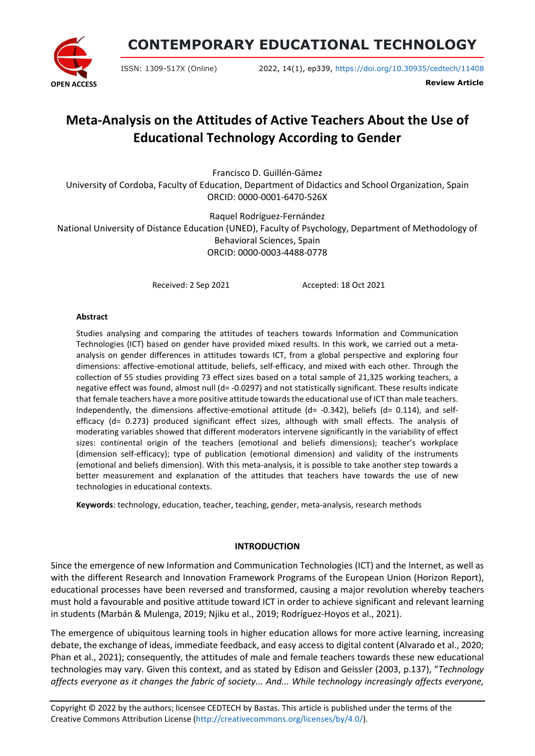# Meta-Analysis on the Attitudes of Active Teachers About the Use of Educational Technology According to Gender

Francisco D. Guillén-Gámez
University of Cordoba, Faculty of Education, Department of Didactics and School Organization, Spain
ORCID: 0000-0001-6470-526X

Raquel Rodríguez-Fernández
National University of Distance Education (UNED), Faculty of Psychology, Department of Methodology of Behavioral Sciences, Spain
ORCID: 0000-0003-4488-0778

Received: 2 Sep 2021 Accepted: 18 Oct 2021

### Abstract

Studies analysing and comparing the attitudes of teachers towards Information and Communication Technologies (ICT) based on gender have provided mixed results. In this work, we carried out a meta-analysis on gender differences in attitudes towards ICT, from a global perspective and exploring four dimensions: affective-emotional attitude, beliefs, self-efficacy, and mixed with each other. Through the collection of 55 studies providing 73 effect sizes based on a total sample of 21,325 working teachers, a negative effect was found, almost null (d= -0.0297) and not statistically significant. These results indicate that female teachers have a more positive attitude towards the educational use of ICT than male teachers. Independently, the dimensions affective-emotional attitude (d= -0.342), beliefs (d= 0.114), and self-efficacy (d= 0.273) produced significant effect sizes, although with small effects. The analysis of moderating variables showed that different moderators intervene significantly in the variability of effect sizes: continental origin of the teachers (emotional and beliefs dimensions); teacher's workplace (dimension self-efficacy); type of publication (emotional dimension) and validity of the instruments (emotional and beliefs dimension). With this meta-analysis, it is possible to take another step towards a better measurement and explanation of the attitudes that teachers have towards the use of new technologies in educational contexts.

**Keywords**: technology, education, teacher, teaching, gender, meta-analysis, research methods

## INTRODUCTION

Since the emergence of new Information and Communication Technologies (ICT) and the Internet, as well as with the different Research and Innovation Framework Programs of the European Union (Horizon Report), educational processes have been reversed and transformed, causing a major revolution whereby teachers must hold a favourable and positive attitude toward ICT in order to achieve significant and relevant learning in students (Marbán & Mulenga, 2019; Njiku et al., 2019; Rodríguez-Hoyos et al., 2021).

The emergence of ubiquitous learning tools in higher education allows for more active learning, increasing debate, the exchange of ideas, immediate feedback, and easy access to digital content (Alvarado et al., 2020; Phan et al., 2021); consequently, the attitudes of male and female teachers towards these new educational technologies may vary. Given this context, and as stated by Edison and Geissler (2003, p.137), "*Technology affects everyone as it changes the fabric of society... And... While technology increasingly affects everyone,*

Copyright © 2022 by the authors; licensee CEDTECH by Bastas. This article is published under the terms of the Creative Commons Attribution License (http://creativecommons.org/licenses/by/4.0/).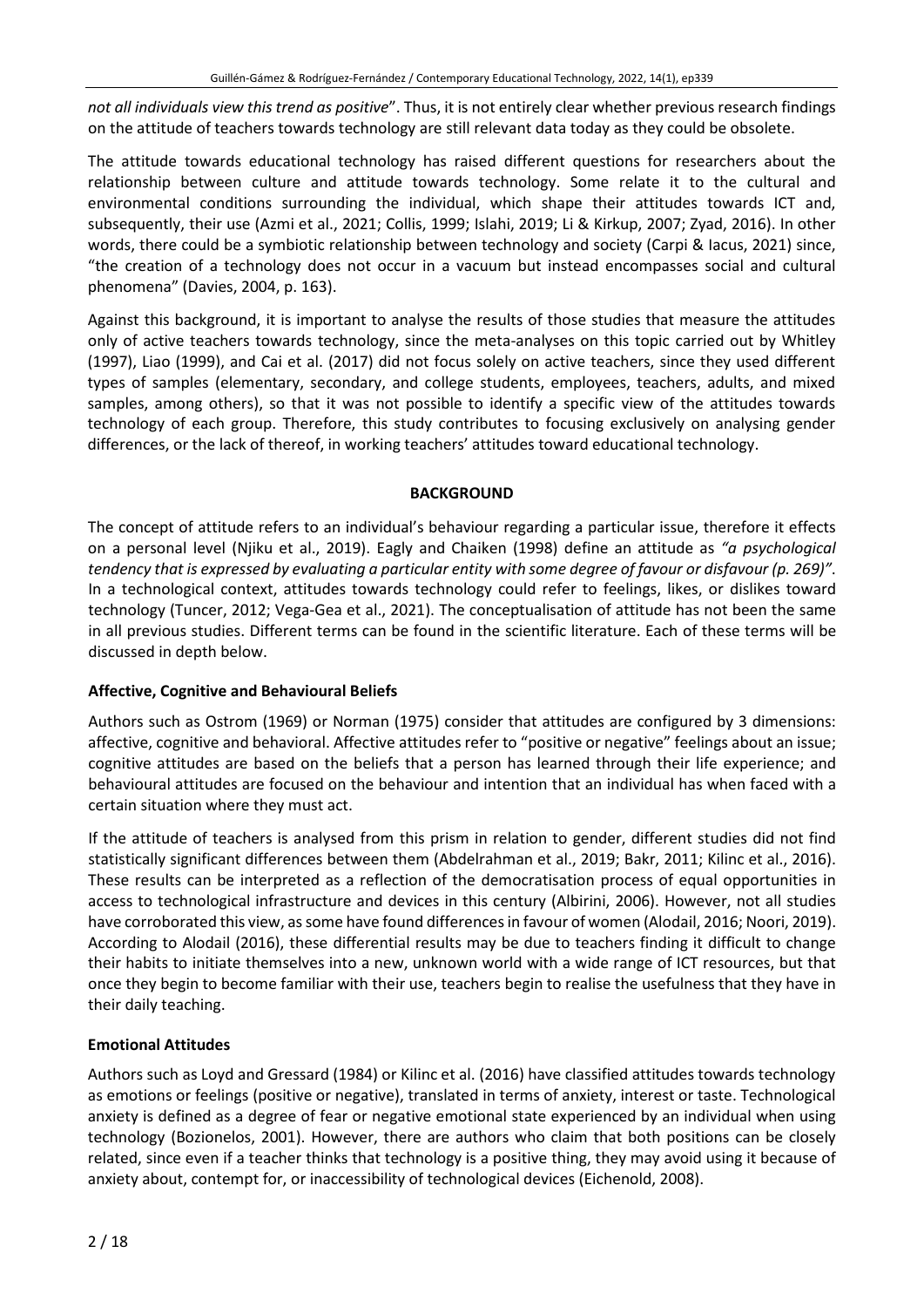*not all individuals view this trend as positive*". Thus, it is not entirely clear whether previous research findings on the attitude of teachers towards technology are still relevant data today as they could be obsolete.

The attitude towards educational technology has raised different questions for researchers about the relationship between culture and attitude towards technology. Some relate it to the cultural and environmental conditions surrounding the individual, which shape their attitudes towards ICT and, subsequently, their use (Azmi et al., 2021; Collis, 1999; Islahi, 2019; Li & Kirkup, 2007; Zyad, 2016). In other words, there could be a symbiotic relationship between technology and society (Carpi & Iacus, 2021) since, "the creation of a technology does not occur in a vacuum but instead encompasses social and cultural phenomena" (Davies, 2004, p. 163).

Against this background, it is important to analyse the results of those studies that measure the attitudes only of active teachers towards technology, since the meta-analyses on this topic carried out by Whitley (1997), Liao (1999), and Cai et al. (2017) did not focus solely on active teachers, since they used different types of samples (elementary, secondary, and college students, employees, teachers, adults, and mixed samples, among others), so that it was not possible to identify a specific view of the attitudes towards technology of each group. Therefore, this study contributes to focusing exclusively on analysing gender differences, or the lack of thereof, in working teachers' attitudes toward educational technology.

## BACKGROUND

The concept of attitude refers to an individual's behaviour regarding a particular issue, therefore it effects on a personal level (Njiku et al., 2019). Eagly and Chaiken (1998) define an attitude as *"a psychological tendency that is expressed by evaluating a particular entity with some degree of favour or disfavour (p. 269)"*. In a technological context, attitudes towards technology could refer to feelings, likes, or dislikes toward technology (Tuncer, 2012; Vega-Gea et al., 2021). The conceptualisation of attitude has not been the same in all previous studies. Different terms can be found in the scientific literature. Each of these terms will be discussed in depth below.

### Affective, Cognitive and Behavioural Beliefs

Authors such as Ostrom (1969) or Norman (1975) consider that attitudes are configured by 3 dimensions: affective, cognitive and behavioral. Affective attitudes refer to "positive or negative" feelings about an issue; cognitive attitudes are based on the beliefs that a person has learned through their life experience; and behavioural attitudes are focused on the behaviour and intention that an individual has when faced with a certain situation where they must act.

If the attitude of teachers is analysed from this prism in relation to gender, different studies did not find statistically significant differences between them (Abdelrahman et al., 2019; Bakr, 2011; Kilinc et al., 2016). These results can be interpreted as a reflection of the democratisation process of equal opportunities in access to technological infrastructure and devices in this century (Albirini, 2006). However, not all studies have corroborated this view, as some have found differences in favour of women (Alodail, 2016; Noori, 2019). According to Alodail (2016), these differential results may be due to teachers finding it difficult to change their habits to initiate themselves into a new, unknown world with a wide range of ICT resources, but that once they begin to become familiar with their use, teachers begin to realise the usefulness that they have in their daily teaching.

### Emotional Attitudes

Authors such as Loyd and Gressard (1984) or Kilinc et al. (2016) have classified attitudes towards technology as emotions or feelings (positive or negative), translated in terms of anxiety, interest or taste. Technological anxiety is defined as a degree of fear or negative emotional state experienced by an individual when using technology (Bozionelos, 2001). However, there are authors who claim that both positions can be closely related, since even if a teacher thinks that technology is a positive thing, they may avoid using it because of anxiety about, contempt for, or inaccessibility of technological devices (Eichenold, 2008).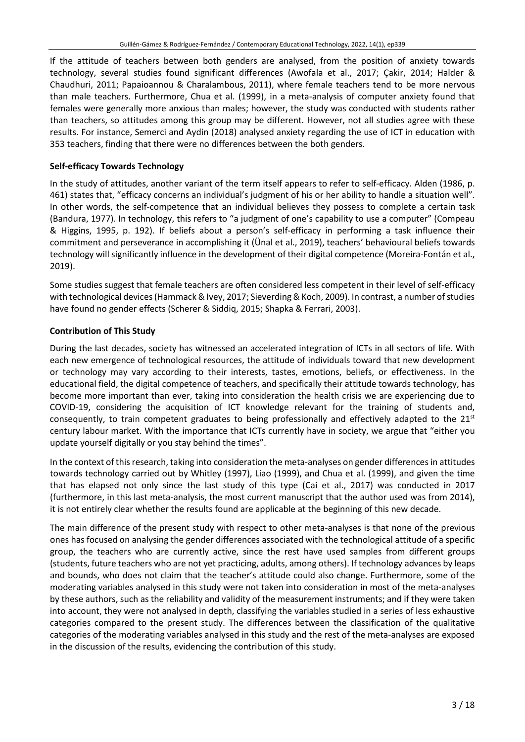If the attitude of teachers between both genders are analysed, from the position of anxiety towards technology, several studies found significant differences (Awofala et al., 2017; Çakir, 2014; Halder & Chaudhuri, 2011; Papaioannou & Charalambous, 2011), where female teachers tend to be more nervous than male teachers. Furthermore, Chua et al. (1999), in a meta-analysis of computer anxiety found that females were generally more anxious than males; however, the study was conducted with students rather than teachers, so attitudes among this group may be different. However, not all studies agree with these results. For instance, Semerci and Aydin (2018) analysed anxiety regarding the use of ICT in education with 353 teachers, finding that there were no differences between the both genders.

### Self-efficacy Towards Technology

In the study of attitudes, another variant of the term itself appears to refer to self-efficacy. Alden (1986, p. 461) states that, "efficacy concerns an individual's judgment of his or her ability to handle a situation well". In other words, the self-competence that an individual believes they possess to complete a certain task (Bandura, 1977). In technology, this refers to "a judgment of one's capability to use a computer" (Compeau & Higgins, 1995, p. 192). If beliefs about a person's self-efficacy in performing a task influence their commitment and perseverance in accomplishing it (Ünal et al., 2019), teachers' behavioural beliefs towards technology will significantly influence in the development of their digital competence (Moreira-Fontán et al., 2019).

Some studies suggest that female teachers are often considered less competent in their level of self-efficacy with technological devices (Hammack & Ivey, 2017; Sieverding & Koch, 2009). In contrast, a number of studies have found no gender effects (Scherer & Siddiq, 2015; Shapka & Ferrari, 2003).

### Contribution of This Study

During the last decades, society has witnessed an accelerated integration of ICTs in all sectors of life. With each new emergence of technological resources, the attitude of individuals toward that new development or technology may vary according to their interests, tastes, emotions, beliefs, or effectiveness. In the educational field, the digital competence of teachers, and specifically their attitude towards technology, has become more important than ever, taking into consideration the health crisis we are experiencing due to COVID-19, considering the acquisition of ICT knowledge relevant for the training of students and, consequently, to train competent graduates to being professionally and effectively adapted to the 21st century labour market. With the importance that ICTs currently have in society, we argue that "either you update yourself digitally or you stay behind the times".

In the context of this research, taking into consideration the meta-analyses on gender differences in attitudes towards technology carried out by Whitley (1997), Liao (1999), and Chua et al. (1999), and given the time that has elapsed not only since the last study of this type (Cai et al., 2017) was conducted in 2017 (furthermore, in this last meta-analysis, the most current manuscript that the author used was from 2014), it is not entirely clear whether the results found are applicable at the beginning of this new decade.

The main difference of the present study with respect to other meta-analyses is that none of the previous ones has focused on analysing the gender differences associated with the technological attitude of a specific group, the teachers who are currently active, since the rest have used samples from different groups (students, future teachers who are not yet practicing, adults, among others). If technology advances by leaps and bounds, who does not claim that the teacher's attitude could also change. Furthermore, some of the moderating variables analysed in this study were not taken into consideration in most of the meta-analyses by these authors, such as the reliability and validity of the measurement instruments; and if they were taken into account, they were not analysed in depth, classifying the variables studied in a series of less exhaustive categories compared to the present study. The differences between the classification of the qualitative categories of the moderating variables analysed in this study and the rest of the meta-analyses are exposed in the discussion of the results, evidencing the contribution of this study.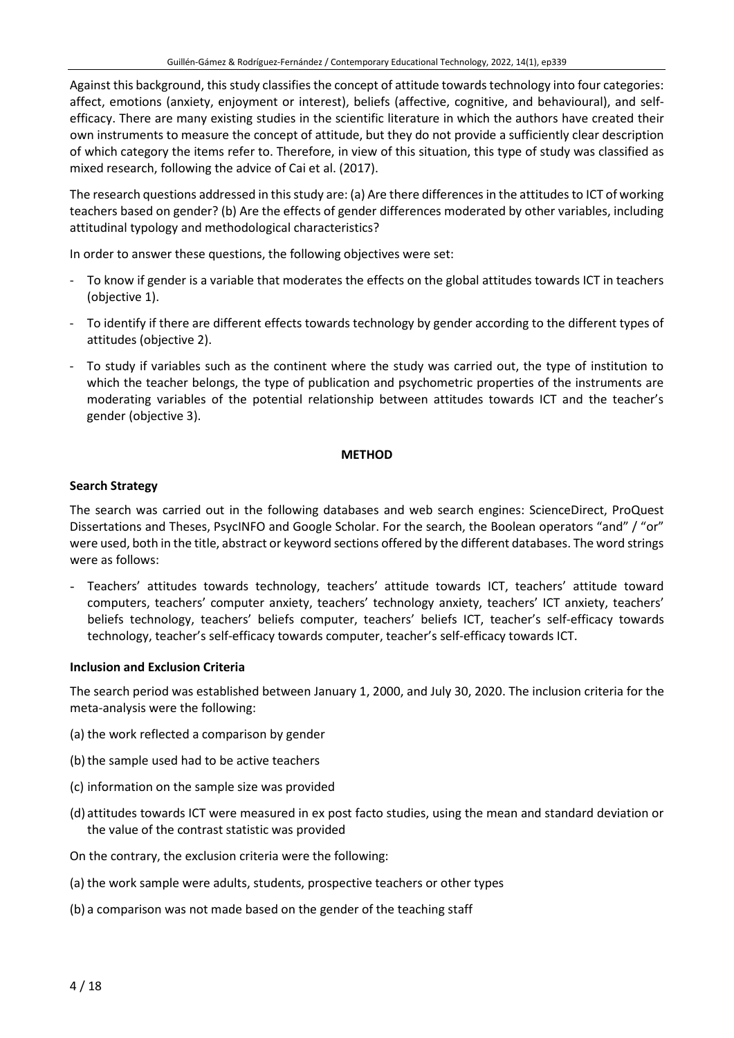Against this background, this study classifies the concept of attitude towards technology into four categories: affect, emotions (anxiety, enjoyment or interest), beliefs (affective, cognitive, and behavioural), and self-efficacy. There are many existing studies in the scientific literature in which the authors have created their own instruments to measure the concept of attitude, but they do not provide a sufficiently clear description of which category the items refer to. Therefore, in view of this situation, this type of study was classified as mixed research, following the advice of Cai et al. (2017).

The research questions addressed in this study are: (a) Are there differences in the attitudes to ICT of working teachers based on gender? (b) Are the effects of gender differences moderated by other variables, including attitudinal typology and methodological characteristics?

In order to answer these questions, the following objectives were set:

- To know if gender is a variable that moderates the effects on the global attitudes towards ICT in teachers (objective 1).
- To identify if there are different effects towards technology by gender according to the different types of attitudes (objective 2).
- To study if variables such as the continent where the study was carried out, the type of institution to which the teacher belongs, the type of publication and psychometric properties of the instruments are moderating variables of the potential relationship between attitudes towards ICT and the teacher's gender (objective 3).

## METHOD

### Search Strategy

The search was carried out in the following databases and web search engines: ScienceDirect, ProQuest Dissertations and Theses, PsycINFO and Google Scholar. For the search, the Boolean operators "and" / "or" were used, both in the title, abstract or keyword sections offered by the different databases. The word strings were as follows:

- Teachers' attitudes towards technology, teachers' attitude towards ICT, teachers' attitude toward computers, teachers' computer anxiety, teachers' technology anxiety, teachers' ICT anxiety, teachers' beliefs technology, teachers' beliefs computer, teachers' beliefs ICT, teacher's self-efficacy towards technology, teacher's self-efficacy towards computer, teacher's self-efficacy towards ICT.

### Inclusion and Exclusion Criteria

The search period was established between January 1, 2000, and July 30, 2020. The inclusion criteria for the meta-analysis were the following:

(a) the work reflected a comparison by gender

(b) the sample used had to be active teachers

(c) information on the sample size was provided

(d) attitudes towards ICT were measured in ex post facto studies, using the mean and standard deviation or the value of the contrast statistic was provided

On the contrary, the exclusion criteria were the following:

(a) the work sample were adults, students, prospective teachers or other types

(b) a comparison was not made based on the gender of the teaching staff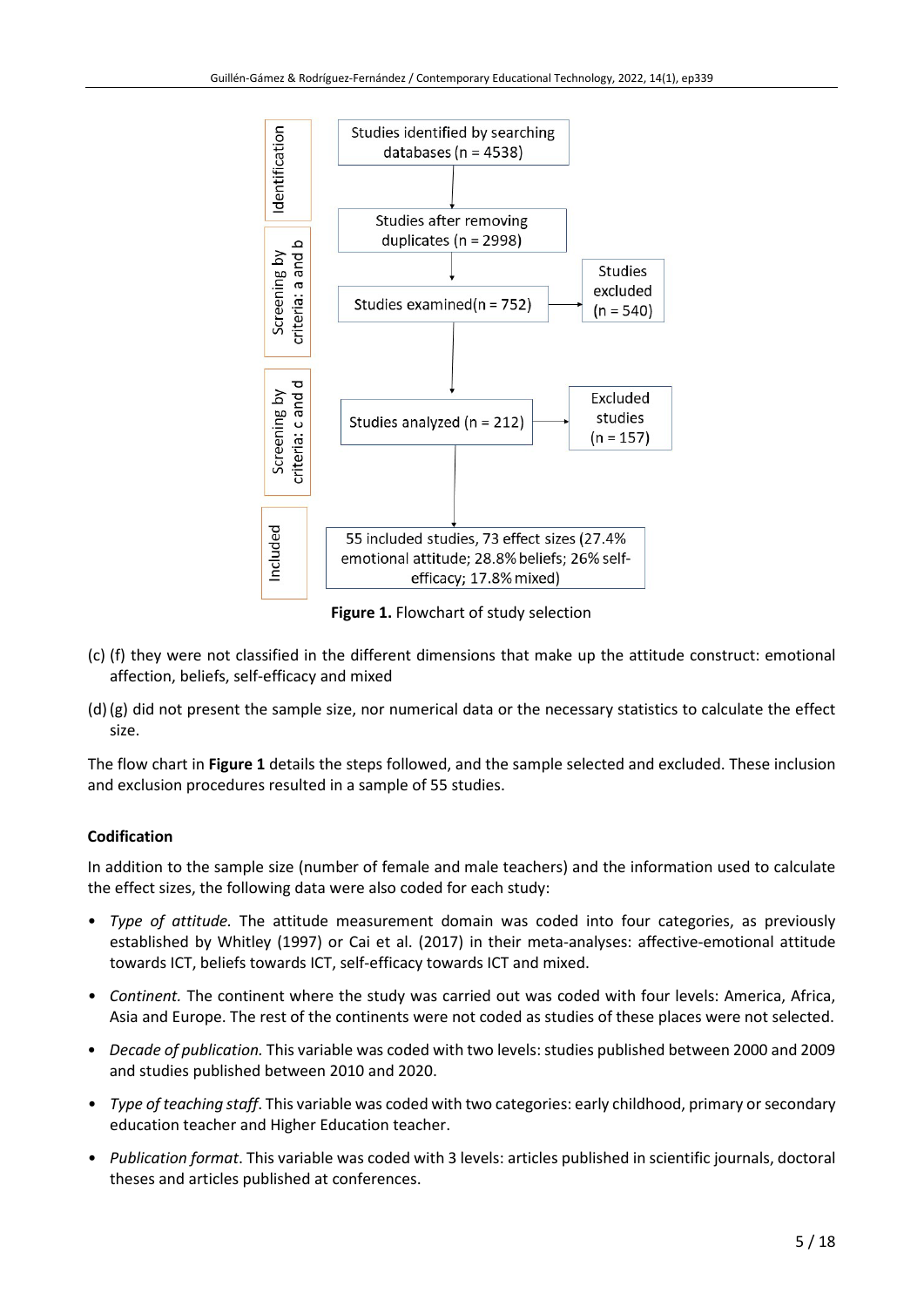Identification: Studies identified by searching databases (n = 4538) → Studies after removing duplicates (n = 2998)

Screening by criteria: a and b: Studies examined (n = 752) → Studies excluded (n = 540)

Screening by criteria: c and d: Studies analyzed (n = 212) → Excluded studies (n = 157)

Included: 55 included studies, 73 effect sizes (27.4% emotional attitude; 28.8% beliefs; 26% self-efficacy; 17.8% mixed)

**Figure 1.** Flowchart of study selection

(c) (f) they were not classified in the different dimensions that make up the attitude construct: emotional affection, beliefs, self-efficacy and mixed

(d) (g) did not present the sample size, nor numerical data or the necessary statistics to calculate the effect size.

The flow chart in **Figure 1** details the steps followed, and the sample selected and excluded. These inclusion and exclusion procedures resulted in a sample of 55 studies.

### Codification

In addition to the sample size (number of female and male teachers) and the information used to calculate the effect sizes, the following data were also coded for each study:

- *Type of attitude*. The attitude measurement domain was coded into four categories, as previously established by Whitley (1997) or Cai et al. (2017) in their meta-analyses: affective-emotional attitude towards ICT, beliefs towards ICT, self-efficacy towards ICT and mixed.
- *Continent*. The continent where the study was carried out was coded with four levels: America, Africa, Asia and Europe. The rest of the continents were not coded as studies of these places were not selected.
- *Decade of publication*. This variable was coded with two levels: studies published between 2000 and 2009 and studies published between 2010 and 2020.
- *Type of teaching staff*. This variable was coded with two categories: early childhood, primary or secondary education teacher and Higher Education teacher.
- *Publication format*. This variable was coded with 3 levels: articles published in scientific journals, doctoral theses and articles published at conferences.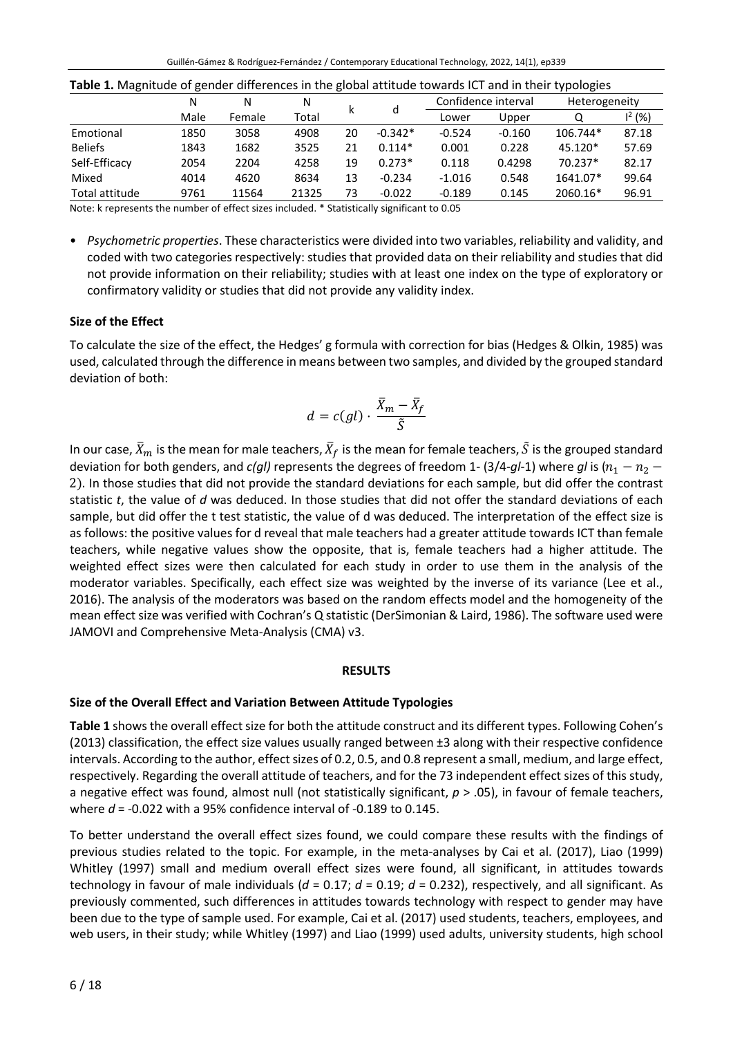**Table 1.** Magnitude of gender differences in the global attitude towards ICT and in their typologies

| | N | N | N | k | d | Confidence interval | | Heterogeneity | |
|---|---|---|---|---|---|---|---|---|---|
| | Male | Female | Total | | | Lower | Upper | Q | $I^2$ (%) |
| Emotional | 1850 | 3058 | 4908 | 20 | -0.342* | -0.524 | -0.160 | 106.744* | 87.18 |
| Beliefs | 1843 | 1682 | 3525 | 21 | 0.114* | 0.001 | 0.228 | 45.120* | 57.69 |
| Self-Efficacy | 2054 | 2204 | 4258 | 19 | 0.273* | 0.118 | 0.4298 | 70.237* | 82.17 |
| Mixed | 4014 | 4620 | 8634 | 13 | -0.234 | -1.016 | 0.548 | 1641.07* | 99.64 |
| Total attitude | 9761 | 11564 | 21325 | 73 | -0.022 | -0.189 | 0.145 | 2060.16* | 96.91 |

Note: k represents the number of effect sizes included. * Statistically significant to 0.05

- *Psychometric properties*. These characteristics were divided into two variables, reliability and validity, and coded with two categories respectively: studies that provided data on their reliability and studies that did not provide information on their reliability; studies with at least one index on the type of exploratory or confirmatory validity or studies that did not provide any validity index.

### Size of the Effect

To calculate the size of the effect, the Hedges' g formula with correction for bias (Hedges & Olkin, 1985) was used, calculated through the difference in means between two samples, and divided by the grouped standard deviation of both:

$$d = c(gl) \cdot \frac{\bar{X}_m - \bar{X}_f}{\tilde{S}}$$

In our case, $\bar{X}_m$ is the mean for male teachers, $\bar{X}_f$ is the mean for female teachers, $\tilde{S}$ is the grouped standard deviation for both genders, and *c(gl)* represents the degrees of freedom 1- (3/4-*gl*-1) where *gl* is $(n_1 - n_2 - 2)$. In those studies that did not provide the standard deviations for each sample, but did offer the contrast statistic *t*, the value of *d* was deduced. In those studies that did not offer the standard deviations of each sample, but did offer the t test statistic, the value of d was deduced. The interpretation of the effect size is as follows: the positive values for d reveal that male teachers had a greater attitude towards ICT than female teachers, while negative values show the opposite, that is, female teachers had a higher attitude. The weighted effect sizes were then calculated for each study in order to use them in the analysis of the moderator variables. Specifically, each effect size was weighted by the inverse of its variance (Lee et al., 2016). The analysis of the moderators was based on the random effects model and the homogeneity of the mean effect size was verified with Cochran's Q statistic (DerSimonian & Laird, 1986). The software used were JAMOVI and Comprehensive Meta-Analysis (CMA) v3.

## RESULTS

### Size of the Overall Effect and Variation Between Attitude Typologies

**Table 1** shows the overall effect size for both the attitude construct and its different types. Following Cohen's (2013) classification, the effect size values usually ranged between ±3 along with their respective confidence intervals. According to the author, effect sizes of 0.2, 0.5, and 0.8 represent a small, medium, and large effect, respectively. Regarding the overall attitude of teachers, and for the 73 independent effect sizes of this study, a negative effect was found, almost null (not statistically significant, $p > .05$), in favour of female teachers, where $d = -0.022$ with a 95% confidence interval of -0.189 to 0.145.

To better understand the overall effect sizes found, we could compare these results with the findings of previous studies related to the topic. For example, in the meta-analyses by Cai et al. (2017), Liao (1999) Whitley (1997) small and medium overall effect sizes were found, all significant, in attitudes towards technology in favour of male individuals ($d = 0.17$; $d = 0.19$; $d = 0.232$), respectively, and all significant. As previously commented, such differences in attitudes towards technology with respect to gender may have been due to the type of sample used. For example, Cai et al. (2017) used students, teachers, employees, and web users, in their study; while Whitley (1997) and Liao (1999) used adults, university students, high school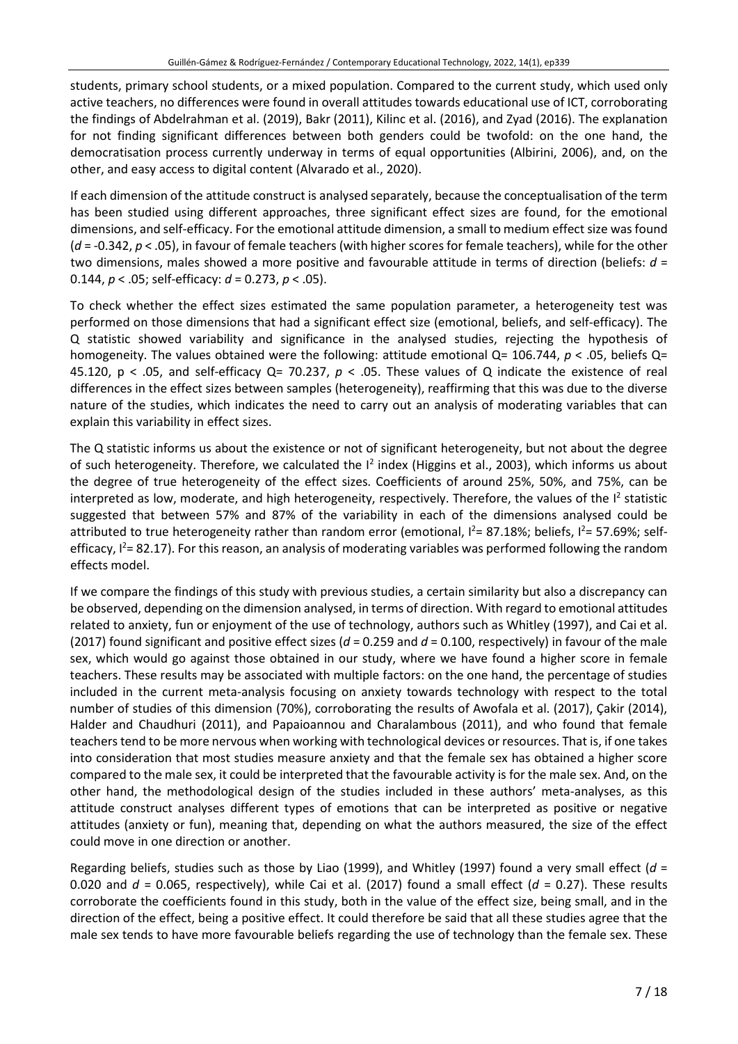students, primary school students, or a mixed population. Compared to the current study, which used only active teachers, no differences were found in overall attitudes towards educational use of ICT, corroborating the findings of Abdelrahman et al. (2019), Bakr (2011), Kilinc et al. (2016), and Zyad (2016). The explanation for not finding significant differences between both genders could be twofold: on the one hand, the democratisation process currently underway in terms of equal opportunities (Albirini, 2006), and, on the other, and easy access to digital content (Alvarado et al., 2020).

If each dimension of the attitude construct is analysed separately, because the conceptualisation of the term has been studied using different approaches, three significant effect sizes are found, for the emotional dimensions, and self-efficacy. For the emotional attitude dimension, a small to medium effect size was found ($d = -0.342$, $p < .05$), in favour of female teachers (with higher scores for female teachers), while for the other two dimensions, males showed a more positive and favourable attitude in terms of direction (beliefs: $d = 0.144$, $p < .05$; self-efficacy: $d = 0.273$, $p < .05$).

To check whether the effect sizes estimated the same population parameter, a heterogeneity test was performed on those dimensions that had a significant effect size (emotional, beliefs, and self-efficacy). The Q statistic showed variability and significance in the analysed studies, rejecting the hypothesis of homogeneity. The values obtained were the following: attitude emotional $Q = 106.744$, $p < .05$, beliefs $Q = 45.120$, $p < .05$, and self-efficacy $Q = 70.237$, $p < .05$. These values of Q indicate the existence of real differences in the effect sizes between samples (heterogeneity), reaffirming that this was due to the diverse nature of the studies, which indicates the need to carry out an analysis of moderating variables that can explain this variability in effect sizes.

The Q statistic informs us about the existence or not of significant heterogeneity, but not about the degree of such heterogeneity. Therefore, we calculated the $I^2$ index (Higgins et al., 2003), which informs us about the degree of true heterogeneity of the effect sizes. Coefficients of around 25%, 50%, and 75%, can be interpreted as low, moderate, and high heterogeneity, respectively. Therefore, the values of the $I^2$ statistic suggested that between 57% and 87% of the variability in each of the dimensions analysed could be attributed to true heterogeneity rather than random error (emotional, $I^2 = 87.18\%$; beliefs, $I^2 = 57.69\%$; self-efficacy, $I^2 = 82.17$). For this reason, an analysis of moderating variables was performed following the random effects model.

If we compare the findings of this study with previous studies, a certain similarity but also a discrepancy can be observed, depending on the dimension analysed, in terms of direction. With regard to emotional attitudes related to anxiety, fun or enjoyment of the use of technology, authors such as Whitley (1997), and Cai et al. (2017) found significant and positive effect sizes ($d = 0.259$ and $d = 0.100$, respectively) in favour of the male sex, which would go against those obtained in our study, where we have found a higher score in female teachers. These results may be associated with multiple factors: on the one hand, the percentage of studies included in the current meta-analysis focusing on anxiety towards technology with respect to the total number of studies of this dimension (70%), corroborating the results of Awofala et al. (2017), Çakir (2014), Halder and Chaudhuri (2011), and Papaioannou and Charalambous (2011), and who found that female teachers tend to be more nervous when working with technological devices or resources. That is, if one takes into consideration that most studies measure anxiety and that the female sex has obtained a higher score compared to the male sex, it could be interpreted that the favourable activity is for the male sex. And, on the other hand, the methodological design of the studies included in these authors' meta-analyses, as this attitude construct analyses different types of emotions that can be interpreted as positive or negative attitudes (anxiety or fun), meaning that, depending on what the authors measured, the size of the effect could move in one direction or another.

Regarding beliefs, studies such as those by Liao (1999), and Whitley (1997) found a very small effect ($d = 0.020$ and $d = 0.065$, respectively), while Cai et al. (2017) found a small effect ($d = 0.27$). These results corroborate the coefficients found in this study, both in the value of the effect size, being small, and in the direction of the effect, being a positive effect. It could therefore be said that all these studies agree that the male sex tends to have more favourable beliefs regarding the use of technology than the female sex. These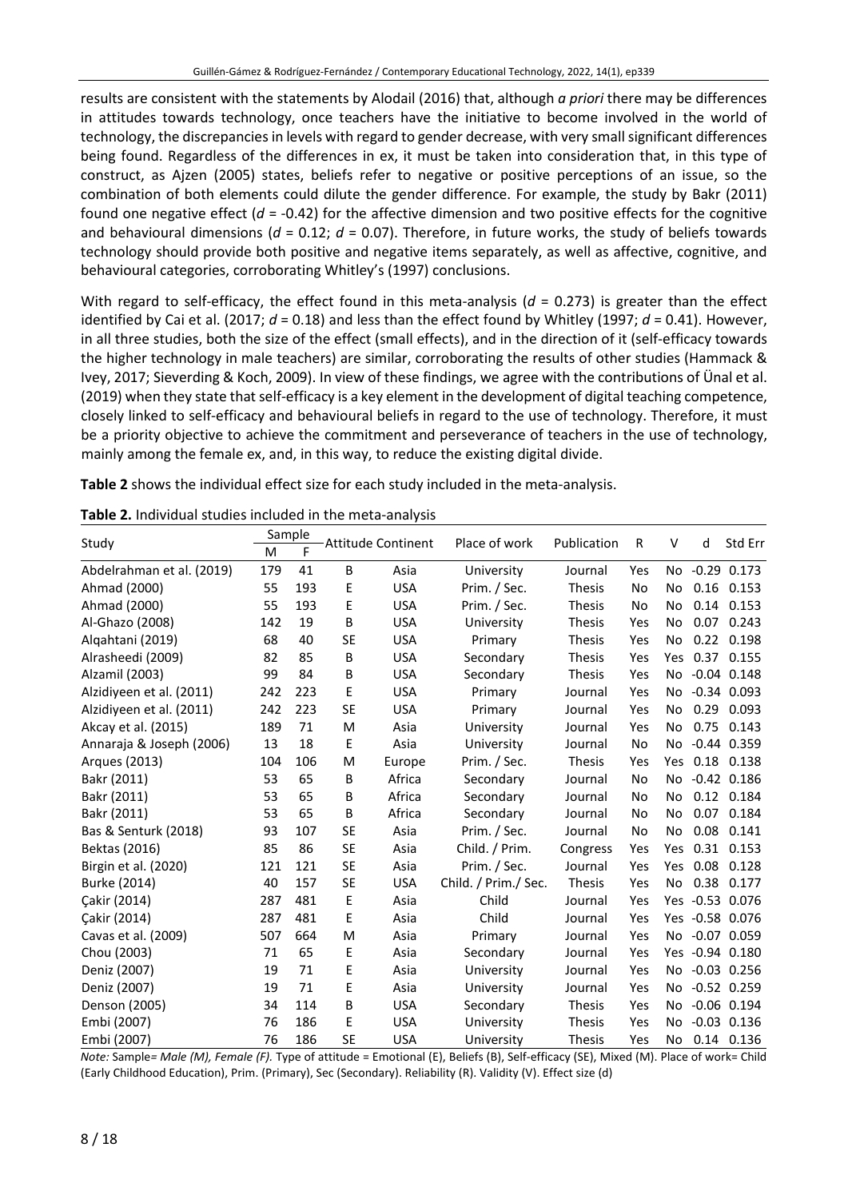results are consistent with the statements by Alodail (2016) that, although *a priori* there may be differences in attitudes towards technology, once teachers have the initiative to become involved in the world of technology, the discrepancies in levels with regard to gender decrease, with very small significant differences being found. Regardless of the differences in ex, it must be taken into consideration that, in this type of construct, as Ajzen (2005) states, beliefs refer to negative or positive perceptions of an issue, so the combination of both elements could dilute the gender difference. For example, the study by Bakr (2011) found one negative effect ($d$ = -0.42) for the affective dimension and two positive effects for the cognitive and behavioural dimensions ($d$ = 0.12; $d$ = 0.07). Therefore, in future works, the study of beliefs towards technology should provide both positive and negative items separately, as well as affective, cognitive, and behavioural categories, corroborating Whitley's (1997) conclusions.

With regard to self-efficacy, the effect found in this meta-analysis ($d$ = 0.273) is greater than the effect identified by Cai et al. (2017; $d$ = 0.18) and less than the effect found by Whitley (1997; $d$ = 0.41). However, in all three studies, both the size of the effect (small effects), and in the direction of it (self-efficacy towards the higher technology in male teachers) are similar, corroborating the results of other studies (Hammack & Ivey, 2017; Sieverding & Koch, 2009). In view of these findings, we agree with the contributions of Ünal et al. (2019) when they state that self-efficacy is a key element in the development of digital teaching competence, closely linked to self-efficacy and behavioural beliefs in regard to the use of technology. Therefore, it must be a priority objective to achieve the commitment and perseverance of teachers in the use of technology, mainly among the female ex, and, in this way, to reduce the existing digital divide.

**Table 2** shows the individual effect size for each study included in the meta-analysis.

**Table 2.** Individual studies included in the meta-analysis

| Study | Sample | | Attitude | Continent | Place of work | Publication | R | V | d | Std Err |
|---|---|---|---|---|---|---|---|---|---|---|
| | M | F | | | | | | | | |
| Abdelrahman et al. (2019) | 179 | 41 | B | Asia | University | Journal | Yes | No | -0.29 | 0.173 |
| Ahmad (2000) | 55 | 193 | E | USA | Prim. / Sec. | Thesis | No | No | 0.16 | 0.153 |
| Ahmad (2000) | 55 | 193 | E | USA | Prim. / Sec. | Thesis | No | No | 0.14 | 0.153 |
| Al-Ghazo (2008) | 142 | 19 | B | USA | University | Thesis | Yes | No | 0.07 | 0.243 |
| Alqahtani (2019) | 68 | 40 | SE | USA | Primary | Thesis | Yes | No | 0.22 | 0.198 |
| Alrasheedi (2009) | 82 | 85 | B | USA | Secondary | Thesis | Yes | Yes | 0.37 | 0.155 |
| Alzamil (2003) | 99 | 84 | B | USA | Secondary | Thesis | Yes | No | -0.04 | 0.148 |
| Alzidiyeen et al. (2011) | 242 | 223 | E | USA | Primary | Journal | Yes | No | -0.34 | 0.093 |
| Alzidiyeen et al. (2011) | 242 | 223 | SE | USA | Primary | Journal | Yes | No | 0.29 | 0.093 |
| Akcay et al. (2015) | 189 | 71 | M | Asia | University | Journal | Yes | No | 0.75 | 0.143 |
| Annaraja & Joseph (2006) | 13 | 18 | E | Asia | University | Journal | No | No | -0.44 | 0.359 |
| Arques (2013) | 104 | 106 | M | Europe | Prim. / Sec. | Thesis | Yes | Yes | 0.18 | 0.138 |
| Bakr (2011) | 53 | 65 | B | Africa | Secondary | Journal | No | No | -0.42 | 0.186 |
| Bakr (2011) | 53 | 65 | B | Africa | Secondary | Journal | No | No | 0.12 | 0.184 |
| Bakr (2011) | 53 | 65 | B | Africa | Secondary | Journal | No | No | 0.07 | 0.184 |
| Bas & Senturk (2018) | 93 | 107 | SE | Asia | Prim. / Sec. | Journal | No | No | 0.08 | 0.141 |
| Bektas (2016) | 85 | 86 | SE | Asia | Child. / Prim. | Congress | Yes | Yes | 0.31 | 0.153 |
| Birgin et al. (2020) | 121 | 121 | SE | Asia | Prim. / Sec. | Journal | Yes | Yes | 0.08 | 0.128 |
| Burke (2014) | 40 | 157 | SE | USA | Child. / Prim./ Sec. | Thesis | Yes | No | 0.38 | 0.177 |
| Çakir (2014) | 287 | 481 | E | Asia | Child | Journal | Yes | Yes | -0.53 | 0.076 |
| Çakir (2014) | 287 | 481 | E | Asia | Child | Journal | Yes | Yes | -0.58 | 0.076 |
| Cavas et al. (2009) | 507 | 664 | M | Asia | Primary | Journal | Yes | No | -0.07 | 0.059 |
| Chou (2003) | 71 | 65 | E | Asia | Secondary | Journal | Yes | Yes | -0.94 | 0.180 |
| Deniz (2007) | 19 | 71 | E | Asia | University | Journal | Yes | No | -0.03 | 0.256 |
| Deniz (2007) | 19 | 71 | E | Asia | University | Journal | Yes | No | -0.52 | 0.259 |
| Denson (2005) | 34 | 114 | B | USA | Secondary | Thesis | Yes | No | -0.06 | 0.194 |
| Embi (2007) | 76 | 186 | E | USA | University | Thesis | Yes | No | -0.03 | 0.136 |
| Embi (2007) | 76 | 186 | SE | USA | University | Thesis | Yes | No | 0.14 | 0.136 |

*Note:* Sample= *Male (M), Female (F).* Type of attitude = Emotional (E), Beliefs (B), Self-efficacy (SE), Mixed (M). Place of work= Child (Early Childhood Education), Prim. (Primary), Sec (Secondary). Reliability (R). Validity (V). Effect size (d)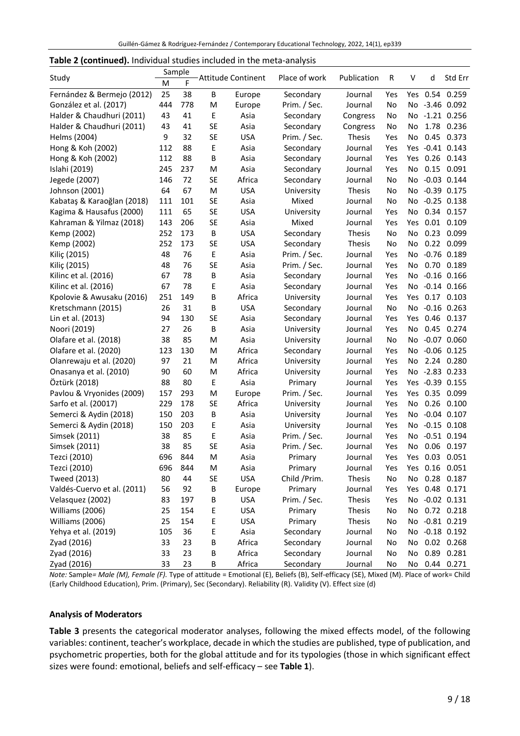**Table 2 (continued).** Individual studies included in the meta-analysis

| Study | Sample | | Attitude | Continent | Place of work | Publication | R | V | d | Std Err |
|---|---|---|---|---|---|---|---|---|---|---|
| | M | F | | | | | | | | |
| Fernández & Bermejo (2012) | 25 | 38 | B | Europe | Secondary | Journal | Yes | Yes | 0.54 | 0.259 |
| González et al. (2017) | 444 | 778 | M | Europe | Prim. / Sec. | Journal | No | No | -3.46 | 0.092 |
| Halder & Chaudhuri (2011) | 43 | 41 | E | Asia | Secondary | Congress | No | No | -1.21 | 0.256 |
| Halder & Chaudhuri (2011) | 43 | 41 | SE | Asia | Secondary | Congress | No | No | 1.78 | 0.236 |
| Helms (2004) | 9 | 32 | SE | USA | Prim. / Sec. | Thesis | Yes | No | 0.45 | 0.373 |
| Hong & Koh (2002) | 112 | 88 | E | Asia | Secondary | Journal | Yes | Yes | -0.41 | 0.143 |
| Hong & Koh (2002) | 112 | 88 | B | Asia | Secondary | Journal | Yes | Yes | 0.26 | 0.143 |
| Islahi (2019) | 245 | 237 | M | Asia | Secondary | Journal | Yes | No | 0.15 | 0.091 |
| Jegede (2007) | 146 | 72 | SE | Africa | Secondary | Journal | No | No | -0.03 | 0.144 |
| Johnson (2001) | 64 | 67 | M | USA | University | Thesis | No | No | -0.39 | 0.175 |
| Kabataş & Karaoğlan (2018) | 111 | 101 | SE | Asia | Mixed | Journal | No | No | -0.25 | 0.138 |
| Kagima & Hausafus (2000) | 111 | 65 | SE | USA | University | Journal | Yes | No | 0.34 | 0.157 |
| Kahraman & Yilmaz (2018) | 143 | 206 | SE | Asia | Mixed | Journal | Yes | Yes | 0.01 | 0.109 |
| Kemp (2002) | 252 | 173 | B | USA | Secondary | Thesis | No | No | 0.23 | 0.099 |
| Kemp (2002) | 252 | 173 | SE | USA | Secondary | Thesis | No | No | 0.22 | 0.099 |
| Kiliç (2015) | 48 | 76 | E | Asia | Prim. / Sec. | Journal | Yes | No | -0.76 | 0.189 |
| Kiliç (2015) | 48 | 76 | SE | Asia | Prim. / Sec. | Journal | Yes | No | 0.70 | 0.189 |
| Kilinc et al. (2016) | 67 | 78 | B | Asia | Secondary | Journal | Yes | No | -0.16 | 0.166 |
| Kilinc et al. (2016) | 67 | 78 | E | Asia | Secondary | Journal | Yes | No | -0.14 | 0.166 |
| Kpolovie & Awusaku (2016) | 251 | 149 | B | Africa | University | Journal | Yes | Yes | 0.17 | 0.103 |
| Kretschmann (2015) | 26 | 31 | B | USA | Secondary | Journal | No | No | -0.16 | 0.263 |
| Lin et al. (2013) | 94 | 130 | SE | Asia | Secondary | Journal | Yes | Yes | 0.46 | 0.137 |
| Noori (2019) | 27 | 26 | B | Asia | University | Journal | Yes | No | 0.45 | 0.274 |
| Olafare et al. (2018) | 38 | 85 | M | Asia | University | Journal | No | No | -0.07 | 0.060 |
| Olafare et al. (2020) | 123 | 130 | M | Africa | Secondary | Journal | Yes | No | -0.06 | 0.125 |
| Olanrewaju et al. (2020) | 97 | 21 | M | Africa | University | Journal | Yes | No | 2.24 | 0.280 |
| Onasanya et al. (2010) | 90 | 60 | M | Africa | University | Journal | Yes | No | -2.83 | 0.233 |
| Öztürk (2018) | 88 | 80 | E | Asia | Primary | Journal | Yes | Yes | -0.39 | 0.155 |
| Pavlou & Vryonides (2009) | 157 | 293 | M | Europe | Prim. / Sec. | Journal | Yes | Yes | 0.35 | 0.099 |
| Sarfo et al. (20017) | 229 | 178 | SE | Africa | University | Journal | Yes | No | 0.26 | 0.100 |
| Semerci & Aydin (2018) | 150 | 203 | B | Asia | University | Journal | Yes | No | -0.04 | 0.107 |
| Semerci & Aydin (2018) | 150 | 203 | E | Asia | University | Journal | Yes | No | -0.15 | 0.108 |
| Simsek (2011) | 38 | 85 | E | Asia | Prim. / Sec. | Journal | Yes | No | -0.51 | 0.194 |
| Simsek (2011) | 38 | 85 | SE | Asia | Prim. / Sec. | Journal | Yes | No | 0.06 | 0.197 |
| Tezci (2010) | 696 | 844 | M | Asia | Primary | Journal | Yes | Yes | 0.03 | 0.051 |
| Tezci (2010) | 696 | 844 | M | Asia | Primary | Journal | Yes | Yes | 0.16 | 0.051 |
| Tweed (2013) | 80 | 44 | SE | USA | Child /Prim. | Thesis | No | No | 0.28 | 0.187 |
| Valdés-Cuervo et al. (2011) | 56 | 92 | B | Europe | Primary | Journal | Yes | Yes | 0.48 | 0.171 |
| Velasquez (2002) | 83 | 197 | B | USA | Prim. / Sec. | Thesis | Yes | No | -0.02 | 0.131 |
| Williams (2006) | 25 | 154 | E | USA | Primary | Thesis | No | No | 0.72 | 0.218 |
| Williams (2006) | 25 | 154 | E | USA | Primary | Thesis | No | No | -0.81 | 0.219 |
| Yehya et al. (2019) | 105 | 36 | E | Asia | Secondary | Journal | No | No | -0.18 | 0.192 |
| Zyad (2016) | 33 | 23 | B | Africa | Secondary | Journal | No | No | 0.02 | 0.268 |
| Zyad (2016) | 33 | 23 | B | Africa | Secondary | Journal | No | No | 0.89 | 0.281 |
| Zyad (2016) | 33 | 23 | B | Africa | Secondary | Journal | No | No | 0.44 | 0.271 |

*Note:* Sample= *Male (M), Female (F).* Type of attitude = Emotional (E), Beliefs (B), Self-efficacy (SE), Mixed (M). Place of work= Child (Early Childhood Education), Prim. (Primary), Sec (Secondary). Reliability (R). Validity (V). Effect size (d)

### Analysis of Moderators

**Table 3** presents the categorical moderator analyses, following the mixed effects model, of the following variables: continent, teacher's workplace, decade in which the studies are published, type of publication, and psychometric properties, both for the global attitude and for its typologies (those in which significant effect sizes were found: emotional, beliefs and self-efficacy – see **Table 1**).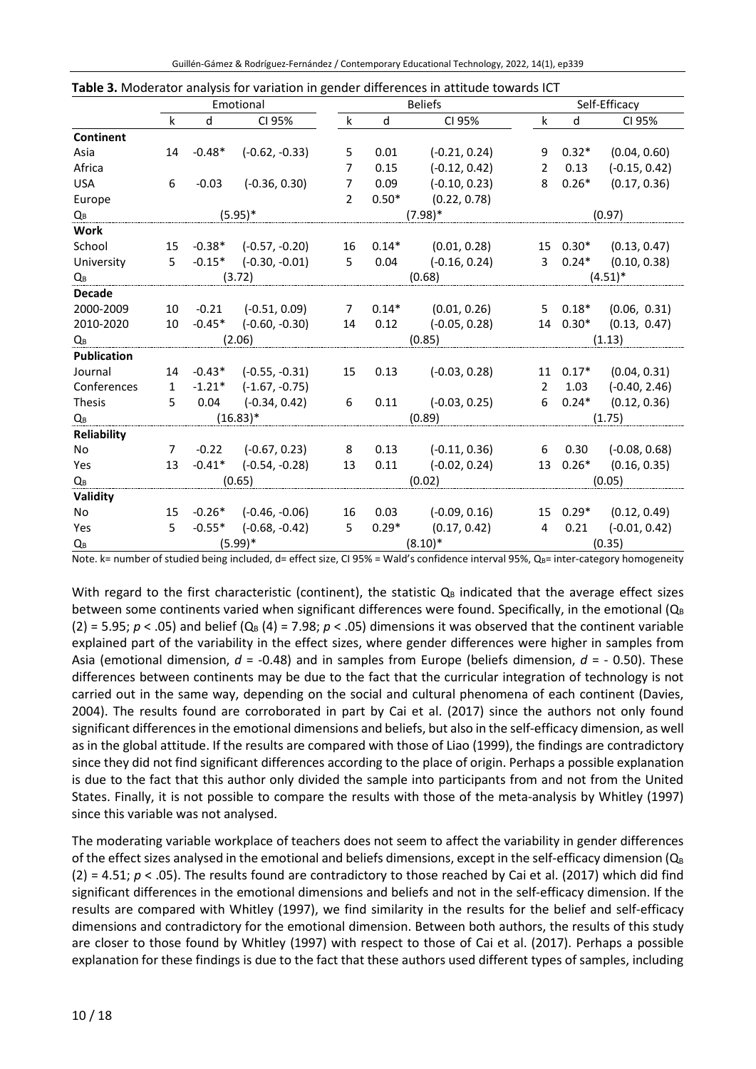**Table 3.** Moderator analysis for variation in gender differences in attitude towards ICT

| | Emotional | | | Beliefs | | | Self-Efficacy | | |
|---|---|---|---|---|---|---|---|---|---|
| | k | d | CI 95% | k | d | CI 95% | k | d | CI 95% |
| **Continent** | | | | | | | | | |
| Asia | 14 | -0.48* | (-0.62, -0.33) | 5 | 0.01 | (-0.21, 0.24) | 9 | 0.32* | (0.04, 0.60) |
| Africa | | | | 7 | 0.15 | (-0.12, 0.42) | 2 | 0.13 | (-0.15, 0.42) |
| USA | 6 | -0.03 | (-0.36, 0.30) | 7 | 0.09 | (-0.10, 0.23) | 8 | 0.26* | (0.17, 0.36) |
| Europe | | | | 2 | 0.50* | (0.22, 0.78) | | | |
| $Q_B$ | | (5.95)* | | | (7.98)* | | | (0.97) | |
| **Work** | | | | | | | | | |
| School | 15 | -0.38* | (-0.57, -0.20) | 16 | 0.14* | (0.01, 0.28) | 15 | 0.30* | (0.13, 0.47) |
| University | 5 | -0.15* | (-0.30, -0.01) | 5 | 0.04 | (-0.16, 0.24) | 3 | 0.24* | (0.10, 0.38) |
| $Q_B$ | | (3.72) | | | (0.68) | | | (4.51)* | |
| **Decade** | | | | | | | | | |
| 2000-2009 | 10 | -0.21 | (-0.51, 0.09) | 7 | 0.14* | (0.01, 0.26) | 5 | 0.18* | (0.06, 0.31) |
| 2010-2020 | 10 | -0.45* | (-0.60, -0.30) | 14 | 0.12 | (-0.05, 0.28) | 14 | 0.30* | (0.13, 0.47) |
| $Q_B$ | | (2.06) | | | (0.85) | | | (1.13) | |
| **Publication** | | | | | | | | | |
| Journal | 14 | -0.43* | (-0.55, -0.31) | 15 | 0.13 | (-0.03, 0.28) | 11 | 0.17* | (0.04, 0.31) |
| Conferences | 1 | -1.21* | (-1.67, -0.75) | | | | 2 | 1.03 | (-0.40, 2.46) |
| Thesis | 5 | 0.04 | (-0.34, 0.42) | 6 | 0.11 | (-0.03, 0.25) | 6 | 0.24* | (0.12, 0.36) |
| $Q_B$ | | (16.83)* | | | (0.89) | | | (1.75) | |
| **Reliability** | | | | | | | | | |
| No | 7 | -0.22 | (-0.67, 0.23) | 8 | 0.13 | (-0.11, 0.36) | 6 | 0.30 | (-0.08, 0.68) |
| Yes | 13 | -0.41* | (-0.54, -0.28) | 13 | 0.11 | (-0.02, 0.24) | 13 | 0.26* | (0.16, 0.35) |
| $Q_B$ | | (0.65) | | | (0.02) | | | (0.05) | |
| **Validity** | | | | | | | | | |
| No | 15 | -0.26* | (-0.46, -0.06) | 16 | 0.03 | (-0.09, 0.16) | 15 | 0.29* | (0.12, 0.49) |
| Yes | 5 | -0.55* | (-0.68, -0.42) | 5 | 0.29* | (0.17, 0.42) | 4 | 0.21 | (-0.01, 0.42) |
| $Q_B$ | | (5.99)* | | | (8.10)* | | | (0.35) | |

Note. k= number of studied being included, d= effect size, CI 95% = Wald's confidence interval 95%, $Q_B$= inter-category homogeneity

With regard to the first characteristic (continent), the statistic $Q_B$ indicated that the average effect sizes between some continents varied when significant differences were found. Specifically, in the emotional ($Q_B$ (2) = 5.95; $p < .05$) and belief ($Q_B$ (4) = 7.98; $p < .05$) dimensions it was observed that the continent variable explained part of the variability in the effect sizes, where gender differences were higher in samples from Asia (emotional dimension, $d$ = -0.48) and in samples from Europe (beliefs dimension, $d$ = - 0.50). These differences between continents may be due to the fact that the curricular integration of technology is not carried out in the same way, depending on the social and cultural phenomena of each continent (Davies, 2004). The results found are corroborated in part by Cai et al. (2017) since the authors not only found significant differences in the emotional dimensions and beliefs, but also in the self-efficacy dimension, as well as in the global attitude. If the results are compared with those of Liao (1999), the findings are contradictory since they did not find significant differences according to the place of origin. Perhaps a possible explanation is due to the fact that this author only divided the sample into participants from and not from the United States. Finally, it is not possible to compare the results with those of the meta-analysis by Whitley (1997) since this variable was not analysed.

The moderating variable workplace of teachers does not seem to affect the variability in gender differences of the effect sizes analysed in the emotional and beliefs dimensions, except in the self-efficacy dimension ($Q_B$ (2) = 4.51; $p < .05$). The results found are contradictory to those reached by Cai et al. (2017) which did find significant differences in the emotional dimensions and beliefs and not in the self-efficacy dimension. If the results are compared with Whitley (1997), we find similarity in the results for the belief and self-efficacy dimensions and contradictory for the emotional dimension. Between both authors, the results of this study are closer to those found by Whitley (1997) with respect to those of Cai et al. (2017). Perhaps a possible explanation for these findings is due to the fact that these authors used different types of samples, including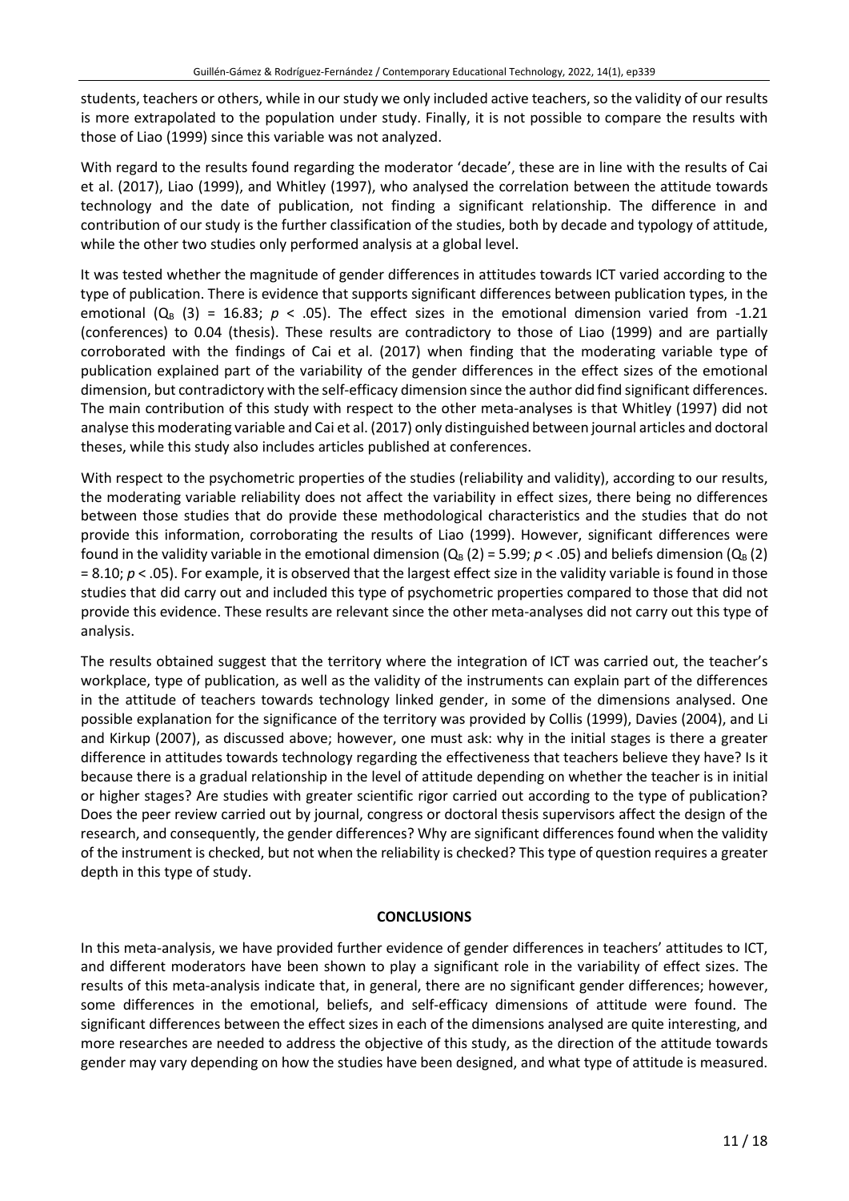students, teachers or others, while in our study we only included active teachers, so the validity of our results is more extrapolated to the population under study. Finally, it is not possible to compare the results with those of Liao (1999) since this variable was not analyzed.

With regard to the results found regarding the moderator 'decade', these are in line with the results of Cai et al. (2017), Liao (1999), and Whitley (1997), who analysed the correlation between the attitude towards technology and the date of publication, not finding a significant relationship. The difference in and contribution of our study is the further classification of the studies, both by decade and typology of attitude, while the other two studies only performed analysis at a global level.

It was tested whether the magnitude of gender differences in attitudes towards ICT varied according to the type of publication. There is evidence that supports significant differences between publication types, in the emotional ($Q_B$ (3) = 16.83; $p$ < .05). The effect sizes in the emotional dimension varied from -1.21 (conferences) to 0.04 (thesis). These results are contradictory to those of Liao (1999) and are partially corroborated with the findings of Cai et al. (2017) when finding that the moderating variable type of publication explained part of the variability of the gender differences in the effect sizes of the emotional dimension, but contradictory with the self-efficacy dimension since the author did find significant differences. The main contribution of this study with respect to the other meta-analyses is that Whitley (1997) did not analyse this moderating variable and Cai et al. (2017) only distinguished between journal articles and doctoral theses, while this study also includes articles published at conferences.

With respect to the psychometric properties of the studies (reliability and validity), according to our results, the moderating variable reliability does not affect the variability in effect sizes, there being no differences between those studies that do provide these methodological characteristics and the studies that do not provide this information, corroborating the results of Liao (1999). However, significant differences were found in the validity variable in the emotional dimension ($Q_B$ (2) = 5.99; $p$ < .05) and beliefs dimension ($Q_B$ (2) = 8.10; $p$ < .05). For example, it is observed that the largest effect size in the validity variable is found in those studies that did carry out and included this type of psychometric properties compared to those that did not provide this evidence. These results are relevant since the other meta-analyses did not carry out this type of analysis.

The results obtained suggest that the territory where the integration of ICT was carried out, the teacher's workplace, type of publication, as well as the validity of the instruments can explain part of the differences in the attitude of teachers towards technology linked gender, in some of the dimensions analysed. One possible explanation for the significance of the territory was provided by Collis (1999), Davies (2004), and Li and Kirkup (2007), as discussed above; however, one must ask: why in the initial stages is there a greater difference in attitudes towards technology regarding the effectiveness that teachers believe they have? Is it because there is a gradual relationship in the level of attitude depending on whether the teacher is in initial or higher stages? Are studies with greater scientific rigor carried out according to the type of publication? Does the peer review carried out by journal, congress or doctoral thesis supervisors affect the design of the research, and consequently, the gender differences? Why are significant differences found when the validity of the instrument is checked, but not when the reliability is checked? This type of question requires a greater depth in this type of study.

## CONCLUSIONS

In this meta-analysis, we have provided further evidence of gender differences in teachers' attitudes to ICT, and different moderators have been shown to play a significant role in the variability of effect sizes. The results of this meta-analysis indicate that, in general, there are no significant gender differences; however, some differences in the emotional, beliefs, and self-efficacy dimensions of attitude were found. The significant differences between the effect sizes in each of the dimensions analysed are quite interesting, and more researches are needed to address the objective of this study, as the direction of the attitude towards gender may vary depending on how the studies have been designed, and what type of attitude is measured.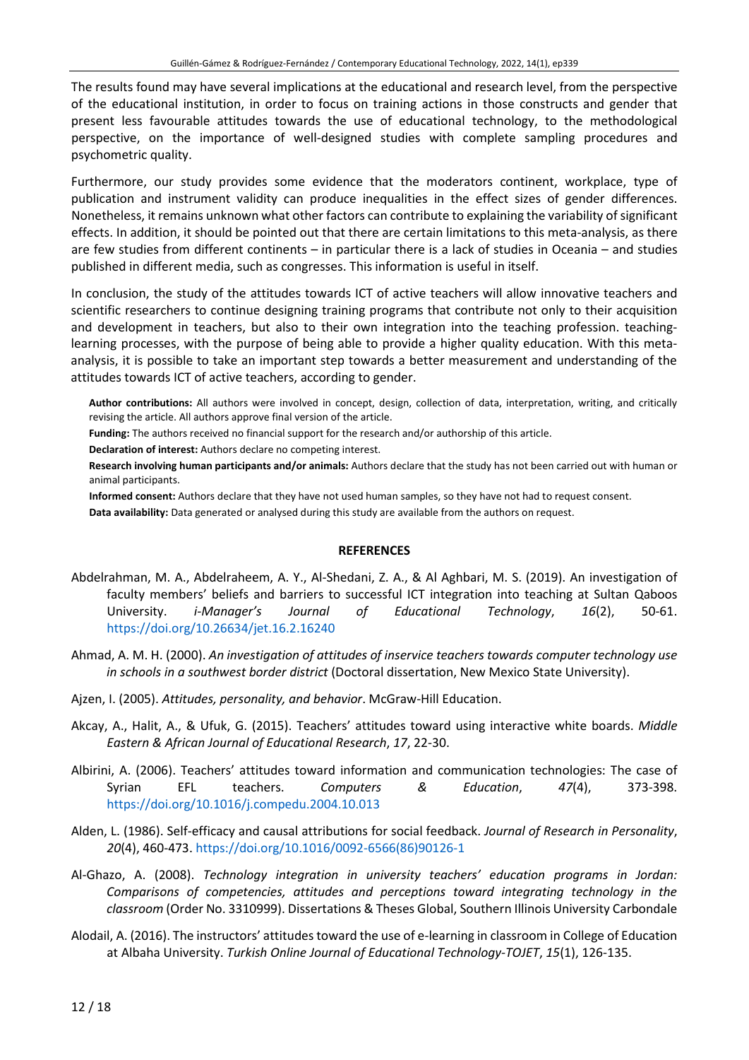The results found may have several implications at the educational and research level, from the perspective of the educational institution, in order to focus on training actions in those constructs and gender that present less favourable attitudes towards the use of educational technology, to the methodological perspective, on the importance of well-designed studies with complete sampling procedures and psychometric quality.

Furthermore, our study provides some evidence that the moderators continent, workplace, type of publication and instrument validity can produce inequalities in the effect sizes of gender differences. Nonetheless, it remains unknown what other factors can contribute to explaining the variability of significant effects. In addition, it should be pointed out that there are certain limitations to this meta-analysis, as there are few studies from different continents – in particular there is a lack of studies in Oceania – and studies published in different media, such as congresses. This information is useful in itself.

In conclusion, the study of the attitudes towards ICT of active teachers will allow innovative teachers and scientific researchers to continue designing training programs that contribute not only to their acquisition and development in teachers, but also to their own integration into the teaching profession. teaching-learning processes, with the purpose of being able to provide a higher quality education. With this meta-analysis, it is possible to take an important step towards a better measurement and understanding of the attitudes towards ICT of active teachers, according to gender.

**Author contributions:** All authors were involved in concept, design, collection of data, interpretation, writing, and critically revising the article. All authors approve final version of the article.

**Funding:** The authors received no financial support for the research and/or authorship of this article.

**Declaration of interest:** Authors declare no competing interest.

**Research involving human participants and/or animals:** Authors declare that the study has not been carried out with human or animal participants.

**Informed consent:** Authors declare that they have not used human samples, so they have not had to request consent.

**Data availability:** Data generated or analysed during this study are available from the authors on request.

## REFERENCES

Abdelrahman, M. A., Abdelraheem, A. Y., Al-Shedani, Z. A., & Al Aghbari, M. S. (2019). An investigation of faculty members' beliefs and barriers to successful ICT integration into teaching at Sultan Qaboos University. *i-Manager's Journal of Educational Technology*, *16*(2), 50-61. https://doi.org/10.26634/jet.16.2.16240

Ahmad, A. M. H. (2000). *An investigation of attitudes of inservice teachers towards computer technology use in schools in a southwest border district* (Doctoral dissertation, New Mexico State University).

Ajzen, I. (2005). *Attitudes, personality, and behavior*. McGraw-Hill Education.

Akcay, A., Halit, A., & Ufuk, G. (2015). Teachers' attitudes toward using interactive white boards. *Middle Eastern & African Journal of Educational Research*, *17*, 22-30.

Albirini, A. (2006). Teachers' attitudes toward information and communication technologies: The case of Syrian EFL teachers. *Computers & Education*, *47*(4), 373-398. https://doi.org/10.1016/j.compedu.2004.10.013

Alden, L. (1986). Self-efficacy and causal attributions for social feedback. *Journal of Research in Personality*, *20*(4), 460-473. https://doi.org/10.1016/0092-6566(86)90126-1

Al-Ghazo, A. (2008). *Technology integration in university teachers' education programs in Jordan: Comparisons of competencies, attitudes and perceptions toward integrating technology in the classroom* (Order No. 3310999). Dissertations & Theses Global, Southern Illinois University Carbondale

Alodail, A. (2016). The instructors' attitudes toward the use of e-learning in classroom in College of Education at Albaha University. *Turkish Online Journal of Educational Technology-TOJET*, *15*(1), 126-135.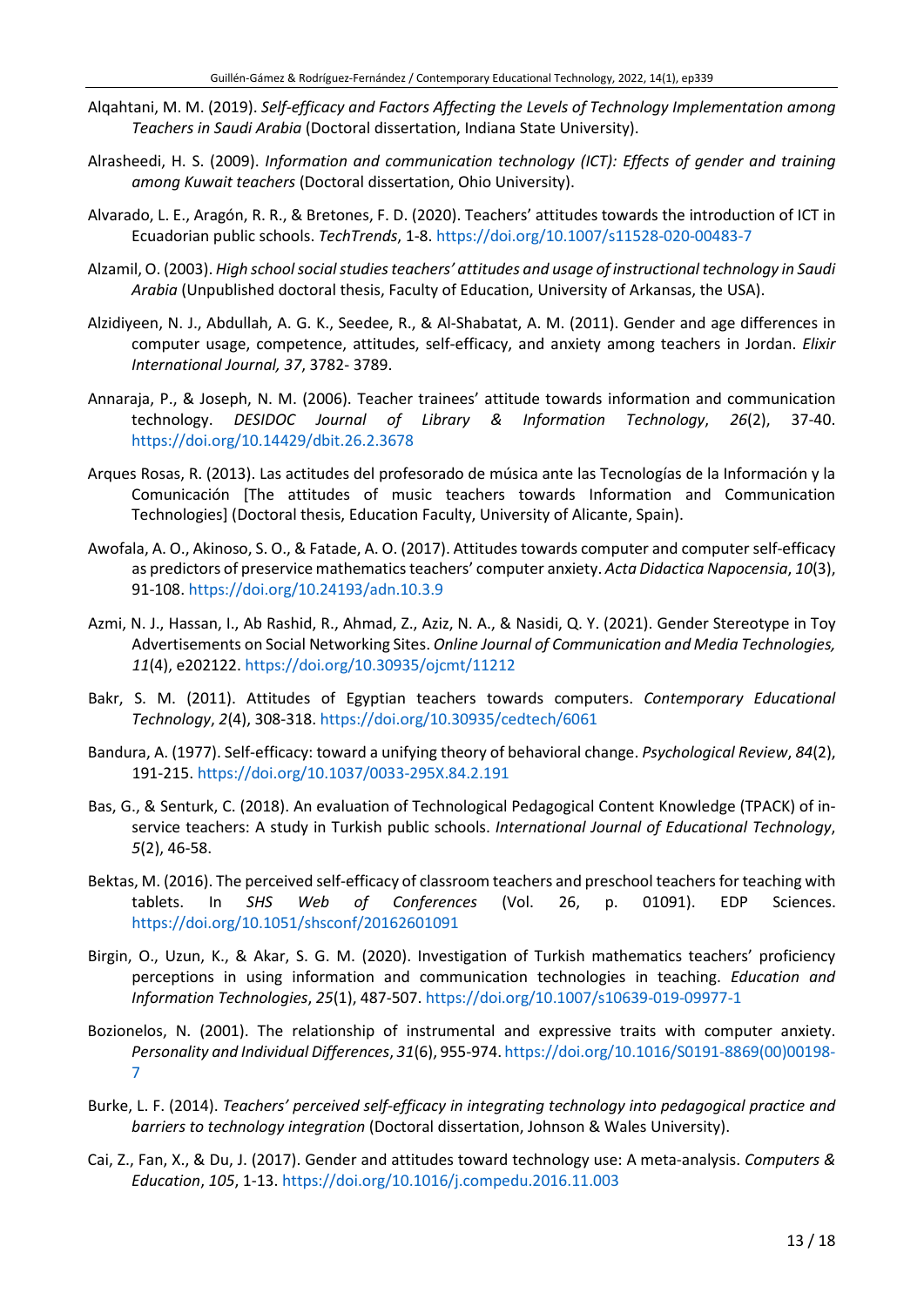Alqahtani, M. M. (2019). *Self-efficacy and Factors Affecting the Levels of Technology Implementation among Teachers in Saudi Arabia* (Doctoral dissertation, Indiana State University).

Alrasheedi, H. S. (2009). *Information and communication technology (ICT): Effects of gender and training among Kuwait teachers* (Doctoral dissertation, Ohio University).

Alvarado, L. E., Aragón, R. R., & Bretones, F. D. (2020). Teachers' attitudes towards the introduction of ICT in Ecuadorian public schools. *TechTrends*, 1-8. https://doi.org/10.1007/s11528-020-00483-7

Alzamil, O. (2003). *High school social studies teachers' attitudes and usage of instructional technology in Saudi Arabia* (Unpublished doctoral thesis, Faculty of Education, University of Arkansas, the USA).

Alzidiyeen, N. J., Abdullah, A. G. K., Seedee, R., & Al-Shabatat, A. M. (2011). Gender and age differences in computer usage, competence, attitudes, self-efficacy, and anxiety among teachers in Jordan. *Elixir International Journal, 37*, 3782- 3789.

Annaraja, P., & Joseph, N. M. (2006). Teacher trainees' attitude towards information and communication technology. *DESIDOC Journal of Library & Information Technology*, *26*(2), 37-40. https://doi.org/10.14429/dbit.26.2.3678

Arques Rosas, R. (2013). Las actitudes del profesorado de música ante las Tecnologías de la Información y la Comunicación [The attitudes of music teachers towards Information and Communication Technologies] (Doctoral thesis, Education Faculty, University of Alicante, Spain).

Awofala, A. O., Akinoso, S. O., & Fatade, A. O. (2017). Attitudes towards computer and computer self-efficacy as predictors of preservice mathematics teachers' computer anxiety. *Acta Didactica Napocensia*, *10*(3), 91-108. https://doi.org/10.24193/adn.10.3.9

Azmi, N. J., Hassan, I., Ab Rashid, R., Ahmad, Z., Aziz, N. A., & Nasidi, Q. Y. (2021). Gender Stereotype in Toy Advertisements on Social Networking Sites. *Online Journal of Communication and Media Technologies, 11*(4), e202122. https://doi.org/10.30935/ojcmt/11212

Bakr, S. M. (2011). Attitudes of Egyptian teachers towards computers. *Contemporary Educational Technology*, *2*(4), 308-318. https://doi.org/10.30935/cedtech/6061

Bandura, A. (1977). Self-efficacy: toward a unifying theory of behavioral change. *Psychological Review*, *84*(2), 191-215. https://doi.org/10.1037/0033-295X.84.2.191

Bas, G., & Senturk, C. (2018). An evaluation of Technological Pedagogical Content Knowledge (TPACK) of in-service teachers: A study in Turkish public schools. *International Journal of Educational Technology*, *5*(2), 46-58.

Bektas, M. (2016). The perceived self-efficacy of classroom teachers and preschool teachers for teaching with tablets. In *SHS Web of Conferences* (Vol. 26, p. 01091). EDP Sciences. https://doi.org/10.1051/shsconf/20162601091

Birgin, O., Uzun, K., & Akar, S. G. M. (2020). Investigation of Turkish mathematics teachers' proficiency perceptions in using information and communication technologies in teaching. *Education and Information Technologies*, *25*(1), 487-507. https://doi.org/10.1007/s10639-019-09977-1

Bozionelos, N. (2001). The relationship of instrumental and expressive traits with computer anxiety. *Personality and Individual Differences*, *31*(6), 955-974. https://doi.org/10.1016/S0191-8869(00)00198-7

Burke, L. F. (2014). *Teachers' perceived self-efficacy in integrating technology into pedagogical practice and barriers to technology integration* (Doctoral dissertation, Johnson & Wales University).

Cai, Z., Fan, X., & Du, J. (2017). Gender and attitudes toward technology use: A meta-analysis. *Computers & Education*, *105*, 1-13. https://doi.org/10.1016/j.compedu.2016.11.003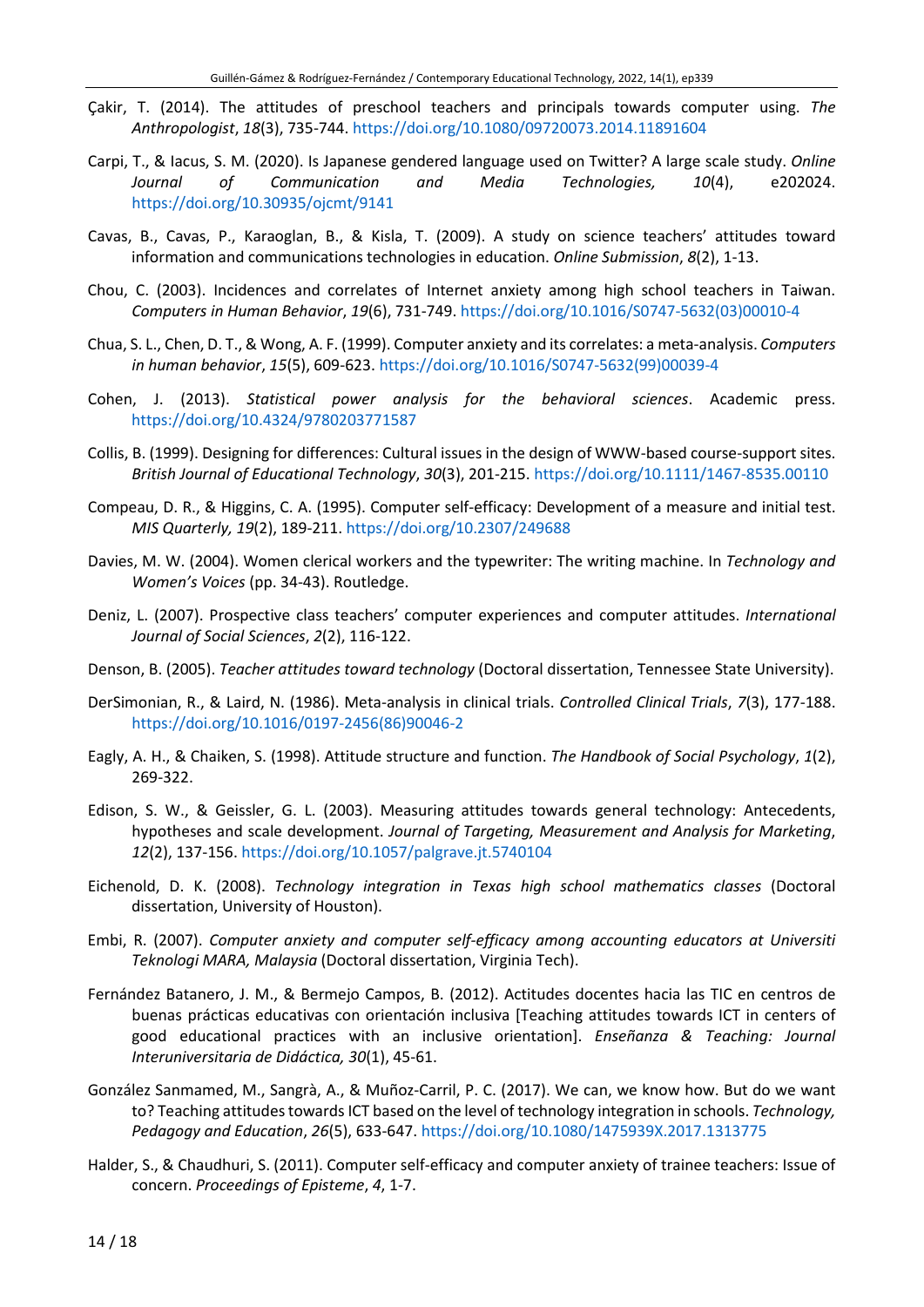Çakir, T. (2014). The attitudes of preschool teachers and principals towards computer using. *The Anthropologist*, *18*(3), 735-744. https://doi.org/10.1080/09720073.2014.11891604

Carpi, T., & Iacus, S. M. (2020). Is Japanese gendered language used on Twitter? A large scale study. *Online Journal of Communication and Media Technologies,* *10*(4), e202024. https://doi.org/10.30935/ojcmt/9141

Cavas, B., Cavas, P., Karaoglan, B., & Kisla, T. (2009). A study on science teachers' attitudes toward information and communications technologies in education. *Online Submission*, *8*(2), 1-13.

Chou, C. (2003). Incidences and correlates of Internet anxiety among high school teachers in Taiwan. *Computers in Human Behavior*, *19*(6), 731-749. https://doi.org/10.1016/S0747-5632(03)00010-4

Chua, S. L., Chen, D. T., & Wong, A. F. (1999). Computer anxiety and its correlates: a meta-analysis. *Computers in human behavior*, *15*(5), 609-623. https://doi.org/10.1016/S0747-5632(99)00039-4

Cohen, J. (2013). *Statistical power analysis for the behavioral sciences*. Academic press. https://doi.org/10.4324/9780203771587

Collis, B. (1999). Designing for differences: Cultural issues in the design of WWW-based course-support sites. *British Journal of Educational Technology*, *30*(3), 201-215. https://doi.org/10.1111/1467-8535.00110

Compeau, D. R., & Higgins, C. A. (1995). Computer self-efficacy: Development of a measure and initial test. *MIS Quarterly, 19*(2), 189-211. https://doi.org/10.2307/249688

Davies, M. W. (2004). Women clerical workers and the typewriter: The writing machine. In *Technology and Women's Voices* (pp. 34-43). Routledge.

Deniz, L. (2007). Prospective class teachers' computer experiences and computer attitudes. *International Journal of Social Sciences*, *2*(2), 116-122.

Denson, B. (2005). *Teacher attitudes toward technology* (Doctoral dissertation, Tennessee State University).

DerSimonian, R., & Laird, N. (1986). Meta-analysis in clinical trials. *Controlled Clinical Trials*, *7*(3), 177-188. https://doi.org/10.1016/0197-2456(86)90046-2

Eagly, A. H., & Chaiken, S. (1998). Attitude structure and function. *The Handbook of Social Psychology*, *1*(2), 269-322.

Edison, S. W., & Geissler, G. L. (2003). Measuring attitudes towards general technology: Antecedents, hypotheses and scale development. *Journal of Targeting, Measurement and Analysis for Marketing*, *12*(2), 137-156. https://doi.org/10.1057/palgrave.jt.5740104

Eichenold, D. K. (2008). *Technology integration in Texas high school mathematics classes* (Doctoral dissertation, University of Houston).

Embi, R. (2007). *Computer anxiety and computer self-efficacy among accounting educators at Universiti Teknologi MARA, Malaysia* (Doctoral dissertation, Virginia Tech).

Fernández Batanero, J. M., & Bermejo Campos, B. (2012). Actitudes docentes hacia las TIC en centros de buenas prácticas educativas con orientación inclusiva [Teaching attitudes towards ICT in centers of good educational practices with an inclusive orientation]. *Enseñanza & Teaching: Journal Interuniversitaria de Didáctica, 30*(1), 45-61.

González Sanmamed, M., Sangrà, A., & Muñoz-Carril, P. C. (2017). We can, we know how. But do we want to? Teaching attitudes towards ICT based on the level of technology integration in schools. *Technology, Pedagogy and Education*, *26*(5), 633-647. https://doi.org/10.1080/1475939X.2017.1313775

Halder, S., & Chaudhuri, S. (2011). Computer self-efficacy and computer anxiety of trainee teachers: Issue of concern. *Proceedings of Episteme*, *4*, 1-7.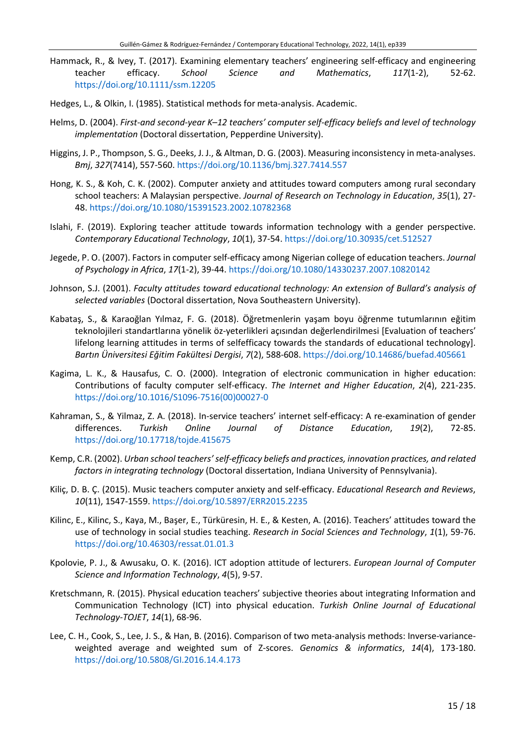Hammack, R., & Ivey, T. (2017). Examining elementary teachers' engineering self-efficacy and engineering teacher efficacy. *School Science and Mathematics*, *117*(1-2), 52-62. https://doi.org/10.1111/ssm.12205

Hedges, L., & Olkin, I. (1985). Statistical methods for meta-analysis. Academic.

Helms, D. (2004). *First-and second-year K–12 teachers' computer self-efficacy beliefs and level of technology implementation* (Doctoral dissertation, Pepperdine University).

Higgins, J. P., Thompson, S. G., Deeks, J. J., & Altman, D. G. (2003). Measuring inconsistency in meta-analyses. *Bmj*, *327*(7414), 557-560. https://doi.org/10.1136/bmj.327.7414.557

Hong, K. S., & Koh, C. K. (2002). Computer anxiety and attitudes toward computers among rural secondary school teachers: A Malaysian perspective. *Journal of Research on Technology in Education*, *35*(1), 27-48. https://doi.org/10.1080/15391523.2002.10782368

Islahi, F. (2019). Exploring teacher attitude towards information technology with a gender perspective. *Contemporary Educational Technology*, *10*(1), 37-54. https://doi.org/10.30935/cet.512527

Jegede, P. O. (2007). Factors in computer self-efficacy among Nigerian college of education teachers. *Journal of Psychology in Africa*, *17*(1-2), 39-44. https://doi.org/10.1080/14330237.2007.10820142

Johnson, S.J. (2001). *Faculty attitudes toward educational technology: An extension of Bullard's analysis of selected variables* (Doctoral dissertation, Nova Southeastern University).

Kabataş, S., & Karaoğlan Yılmaz, F. G. (2018). Öğretmenlerin yaşam boyu öğrenme tutumlarının eğitim teknolojileri standartlarına yönelik öz-yeterlikleri açısından değerlendirilmesi [Evaluation of teachers' lifelong learning attitudes in terms of selfefficacy towards the standards of educational technology]. *Bartın Üniversitesi Eğitim Fakültesi Dergisi*, *7*(2), 588-608. https://doi.org/10.14686/buefad.405661

Kagima, L. K., & Hausafus, C. O. (2000). Integration of electronic communication in higher education: Contributions of faculty computer self-efficacy. *The Internet and Higher Education*, *2*(4), 221-235. https://doi.org/10.1016/S1096-7516(00)00027-0

Kahraman, S., & Yilmaz, Z. A. (2018). In-service teachers' internet self-efficacy: A re-examination of gender differences. *Turkish Online Journal of Distance Education*, *19*(2), 72-85. https://doi.org/10.17718/tojde.415675

Kemp, C.R. (2002). *Urban school teachers' self-efficacy beliefs and practices, innovation practices, and related factors in integrating technology* (Doctoral dissertation, Indiana University of Pennsylvania).

Kiliç, D. B. Ç. (2015). Music teachers computer anxiety and self-efficacy. *Educational Research and Reviews*, *10*(11), 1547-1559. https://doi.org/10.5897/ERR2015.2235

Kilinc, E., Kilinc, S., Kaya, M., Başer, E., Türküresin, H. E., & Kesten, A. (2016). Teachers' attitudes toward the use of technology in social studies teaching. *Research in Social Sciences and Technology*, *1*(1), 59-76. https://doi.org/10.46303/ressat.01.01.3

Kpolovie, P. J., & Awusaku, O. K. (2016). ICT adoption attitude of lecturers. *European Journal of Computer Science and Information Technology*, *4*(5), 9-57.

Kretschmann, R. (2015). Physical education teachers' subjective theories about integrating Information and Communication Technology (ICT) into physical education. *Turkish Online Journal of Educational Technology-TOJET*, *14*(1), 68-96.

Lee, C. H., Cook, S., Lee, J. S., & Han, B. (2016). Comparison of two meta-analysis methods: Inverse-variance-weighted average and weighted sum of Z-scores. *Genomics & informatics*, *14*(4), 173-180. https://doi.org/10.5808/GI.2016.14.4.173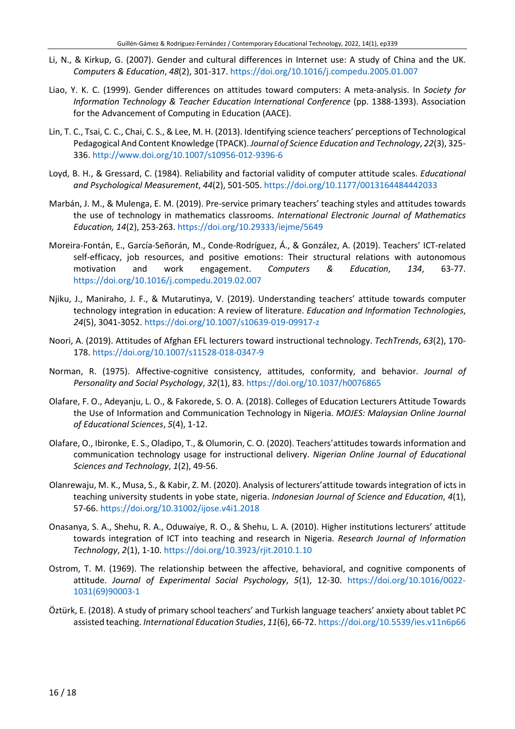Li, N., & Kirkup, G. (2007). Gender and cultural differences in Internet use: A study of China and the UK. *Computers & Education*, *48*(2), 301-317. https://doi.org/10.1016/j.compedu.2005.01.007

Liao, Y. K. C. (1999). Gender differences on attitudes toward computers: A meta-analysis. In *Society for Information Technology & Teacher Education International Conference* (pp. 1388-1393). Association for the Advancement of Computing in Education (AACE).

Lin, T. C., Tsai, C. C., Chai, C. S., & Lee, M. H. (2013). Identifying science teachers' perceptions of Technological Pedagogical And Content Knowledge (TPACK). *Journal of Science Education and Technology*, *22*(3), 325-336. http://www.doi.org/10.1007/s10956-012-9396-6

Loyd, B. H., & Gressard, C. (1984). Reliability and factorial validity of computer attitude scales. *Educational and Psychological Measurement*, *44*(2), 501-505. https://doi.org/10.1177/0013164484442033

Marbán, J. M., & Mulenga, E. M. (2019). Pre-service primary teachers' teaching styles and attitudes towards the use of technology in mathematics classrooms. *International Electronic Journal of Mathematics Education, 14*(2), 253-263. https://doi.org/10.29333/iejme/5649

Moreira-Fontán, E., García-Señorán, M., Conde-Rodríguez, Á., & González, A. (2019). Teachers' ICT-related self-efficacy, job resources, and positive emotions: Their structural relations with autonomous motivation and work engagement. *Computers & Education*, *134*, 63-77. https://doi.org/10.1016/j.compedu.2019.02.007

Njiku, J., Maniraho, J. F., & Mutarutinya, V. (2019). Understanding teachers' attitude towards computer technology integration in education: A review of literature. *Education and Information Technologies*, *24*(5), 3041-3052. https://doi.org/10.1007/s10639-019-09917-z

Noori, A. (2019). Attitudes of Afghan EFL lecturers toward instructional technology. *TechTrends*, *63*(2), 170-178. https://doi.org/10.1007/s11528-018-0347-9

Norman, R. (1975). Affective-cognitive consistency, attitudes, conformity, and behavior. *Journal of Personality and Social Psychology*, *32*(1), 83. https://doi.org/10.1037/h0076865

Olafare, F. O., Adeyanju, L. O., & Fakorede, S. O. A. (2018). Colleges of Education Lecturers Attitude Towards the Use of Information and Communication Technology in Nigeria. *MOJES: Malaysian Online Journal of Educational Sciences*, *5*(4), 1-12.

Olafare, O., Ibironke, E. S., Oladipo, T., & Olumorin, C. O. (2020). Teachers'attitudes towards information and communication technology usage for instructional delivery. *Nigerian Online Journal of Educational Sciences and Technology*, *1*(2), 49-56.

Olanrewaju, M. K., Musa, S., & Kabir, Z. M. (2020). Analysis of lecturers'attitude towards integration of icts in teaching university students in yobe state, nigeria. *Indonesian Journal of Science and Education*, *4*(1), 57-66. https://doi.org/10.31002/ijose.v4i1.2018

Onasanya, S. A., Shehu, R. A., Oduwaiye, R. O., & Shehu, L. A. (2010). Higher institutions lecturers' attitude towards integration of ICT into teaching and research in Nigeria. *Research Journal of Information Technology*, *2*(1), 1-10. https://doi.org/10.3923/rjit.2010.1.10

Ostrom, T. M. (1969). The relationship between the affective, behavioral, and cognitive components of attitude. *Journal of Experimental Social Psychology*, *5*(1), 12-30. https://doi.org/10.1016/0022-1031(69)90003-1

Öztürk, E. (2018). A study of primary school teachers' and Turkish language teachers' anxiety about tablet PC assisted teaching. *International Education Studies*, *11*(6), 66-72. https://doi.org/10.5539/ies.v11n6p66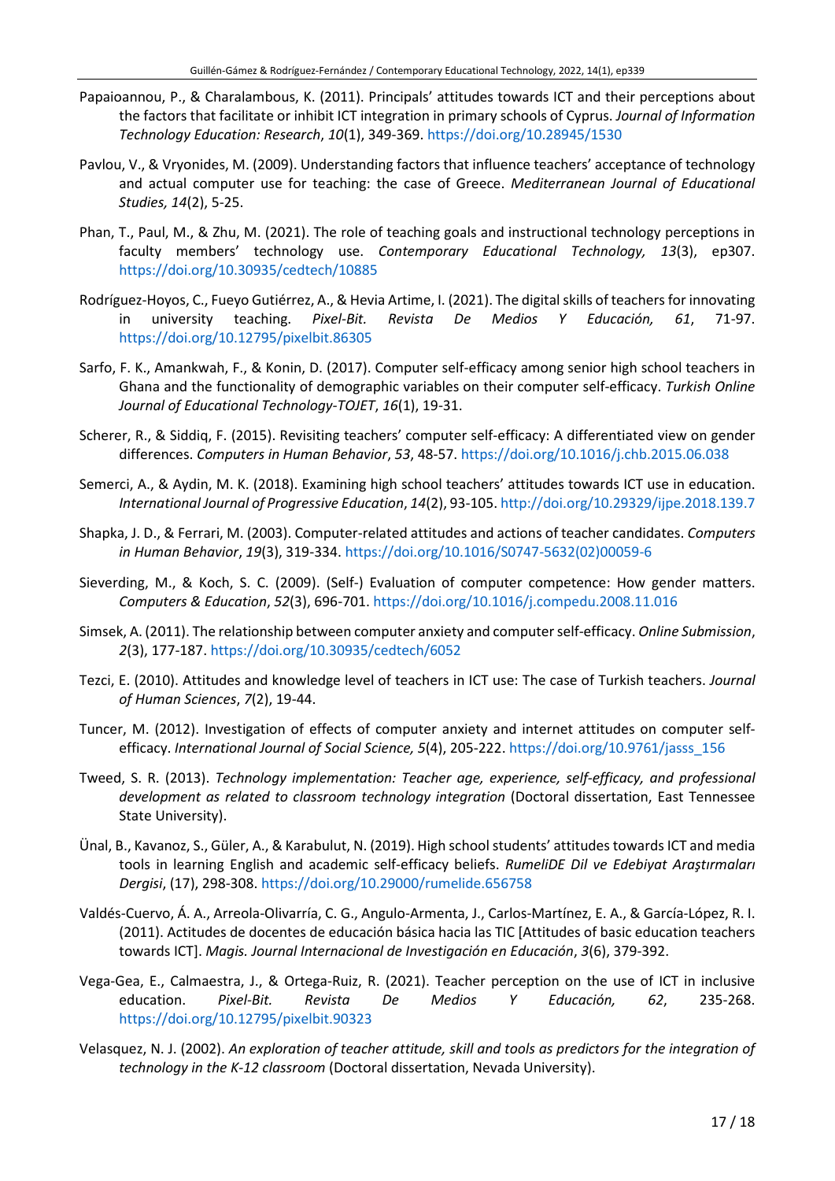Papaioannou, P., & Charalambous, K. (2011). Principals' attitudes towards ICT and their perceptions about the factors that facilitate or inhibit ICT integration in primary schools of Cyprus. *Journal of Information Technology Education: Research*, *10*(1), 349-369. https://doi.org/10.28945/1530

Pavlou, V., & Vryonides, M. (2009). Understanding factors that influence teachers' acceptance of technology and actual computer use for teaching: the case of Greece. *Mediterranean Journal of Educational Studies, 14*(2), 5-25.

Phan, T., Paul, M., & Zhu, M. (2021). The role of teaching goals and instructional technology perceptions in faculty members' technology use. *Contemporary Educational Technology, 13*(3), ep307. https://doi.org/10.30935/cedtech/10885

Rodríguez-Hoyos, C., Fueyo Gutiérrez, A., & Hevia Artime, I. (2021). The digital skills of teachers for innovating in university teaching. *Pixel-Bit. Revista De Medios Y Educación, 61*, 71-97. https://doi.org/10.12795/pixelbit.86305

Sarfo, F. K., Amankwah, F., & Konin, D. (2017). Computer self-efficacy among senior high school teachers in Ghana and the functionality of demographic variables on their computer self-efficacy. *Turkish Online Journal of Educational Technology-TOJET*, *16*(1), 19-31.

Scherer, R., & Siddiq, F. (2015). Revisiting teachers' computer self-efficacy: A differentiated view on gender differences. *Computers in Human Behavior*, *53*, 48-57. https://doi.org/10.1016/j.chb.2015.06.038

Semerci, A., & Aydin, M. K. (2018). Examining high school teachers' attitudes towards ICT use in education. *International Journal of Progressive Education*, *14*(2), 93-105. http://doi.org/10.29329/ijpe.2018.139.7

Shapka, J. D., & Ferrari, M. (2003). Computer-related attitudes and actions of teacher candidates. *Computers in Human Behavior*, *19*(3), 319-334. https://doi.org/10.1016/S0747-5632(02)00059-6

Sieverding, M., & Koch, S. C. (2009). (Self-) Evaluation of computer competence: How gender matters. *Computers & Education*, *52*(3), 696-701. https://doi.org/10.1016/j.compedu.2008.11.016

Simsek, A. (2011). The relationship between computer anxiety and computer self-efficacy. *Online Submission*, *2*(3), 177-187. https://doi.org/10.30935/cedtech/6052

Tezci, E. (2010). Attitudes and knowledge level of teachers in ICT use: The case of Turkish teachers. *Journal of Human Sciences*, *7*(2), 19-44.

Tuncer, M. (2012). Investigation of effects of computer anxiety and internet attitudes on computer self-efficacy. *International Journal of Social Science, 5*(4), 205-222. https://doi.org/10.9761/jasss_156

Tweed, S. R. (2013). *Technology implementation: Teacher age, experience, self-efficacy, and professional development as related to classroom technology integration* (Doctoral dissertation, East Tennessee State University).

Ünal, B., Kavanoz, S., Güler, A., & Karabulut, N. (2019). High school students' attitudes towards ICT and media tools in learning English and academic self-efficacy beliefs. *RumeliDE Dil ve Edebiyat Araştırmaları Dergisi*, (17), 298-308. https://doi.org/10.29000/rumelide.656758

Valdés-Cuervo, Á. A., Arreola-Olivarría, C. G., Angulo-Armenta, J., Carlos-Martínez, E. A., & García-López, R. I. (2011). Actitudes de docentes de educación básica hacia las TIC [Attitudes of basic education teachers towards ICT]. *Magis. Journal Internacional de Investigación en Educación*, *3*(6), 379-392.

Vega-Gea, E., Calmaestra, J., & Ortega-Ruiz, R. (2021). Teacher perception on the use of ICT in inclusive education. *Pixel-Bit. Revista De Medios Y Educación, 62*, 235-268. https://doi.org/10.12795/pixelbit.90323

Velasquez, N. J. (2002). *An exploration of teacher attitude, skill and tools as predictors for the integration of technology in the K-12 classroom* (Doctoral dissertation, Nevada University).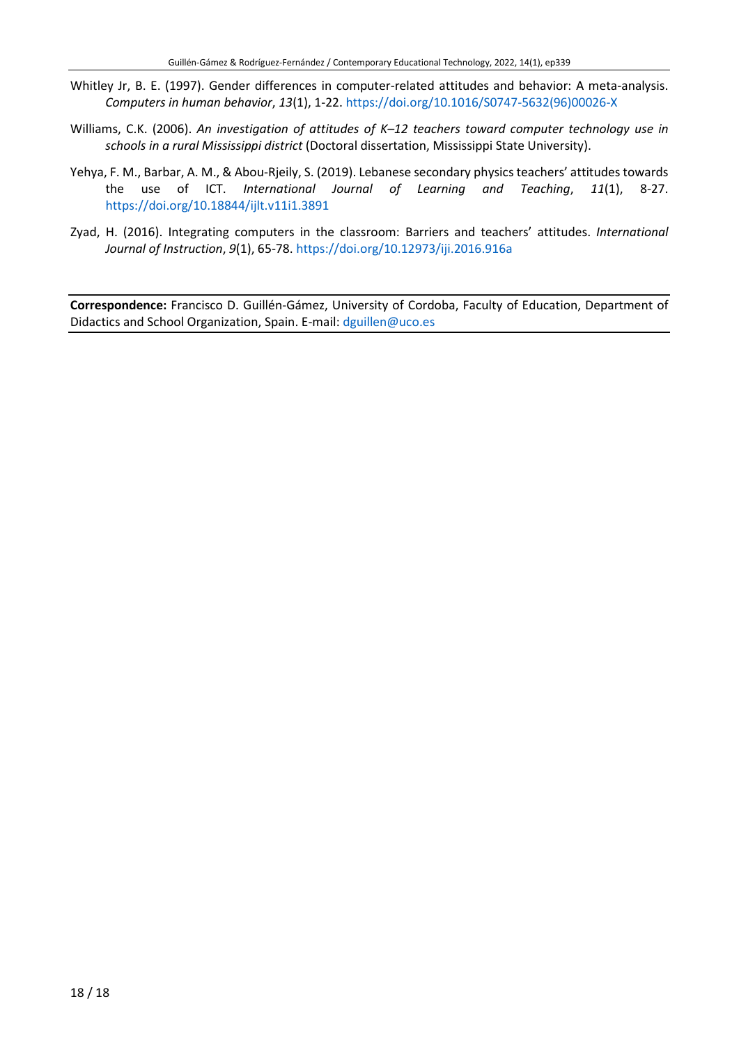Whitley Jr, B. E. (1997). Gender differences in computer-related attitudes and behavior: A meta-analysis. *Computers in human behavior*, *13*(1), 1-22. https://doi.org/10.1016/S0747-5632(96)00026-X

Williams, C.K. (2006). *An investigation of attitudes of K–12 teachers toward computer technology use in schools in a rural Mississippi district* (Doctoral dissertation, Mississippi State University).

Yehya, F. M., Barbar, A. M., & Abou-Rjeily, S. (2019). Lebanese secondary physics teachers' attitudes towards the use of ICT. *International Journal of Learning and Teaching*, *11*(1), 8-27. https://doi.org/10.18844/ijlt.v11i1.3891

Zyad, H. (2016). Integrating computers in the classroom: Barriers and teachers' attitudes. *International Journal of Instruction*, *9*(1), 65-78. https://doi.org/10.12973/iji.2016.916a

---

**Correspondence:** Francisco D. Guillén-Gámez, University of Cordoba, Faculty of Education, Department of Didactics and School Organization, Spain. E-mail: dguillen@uco.es